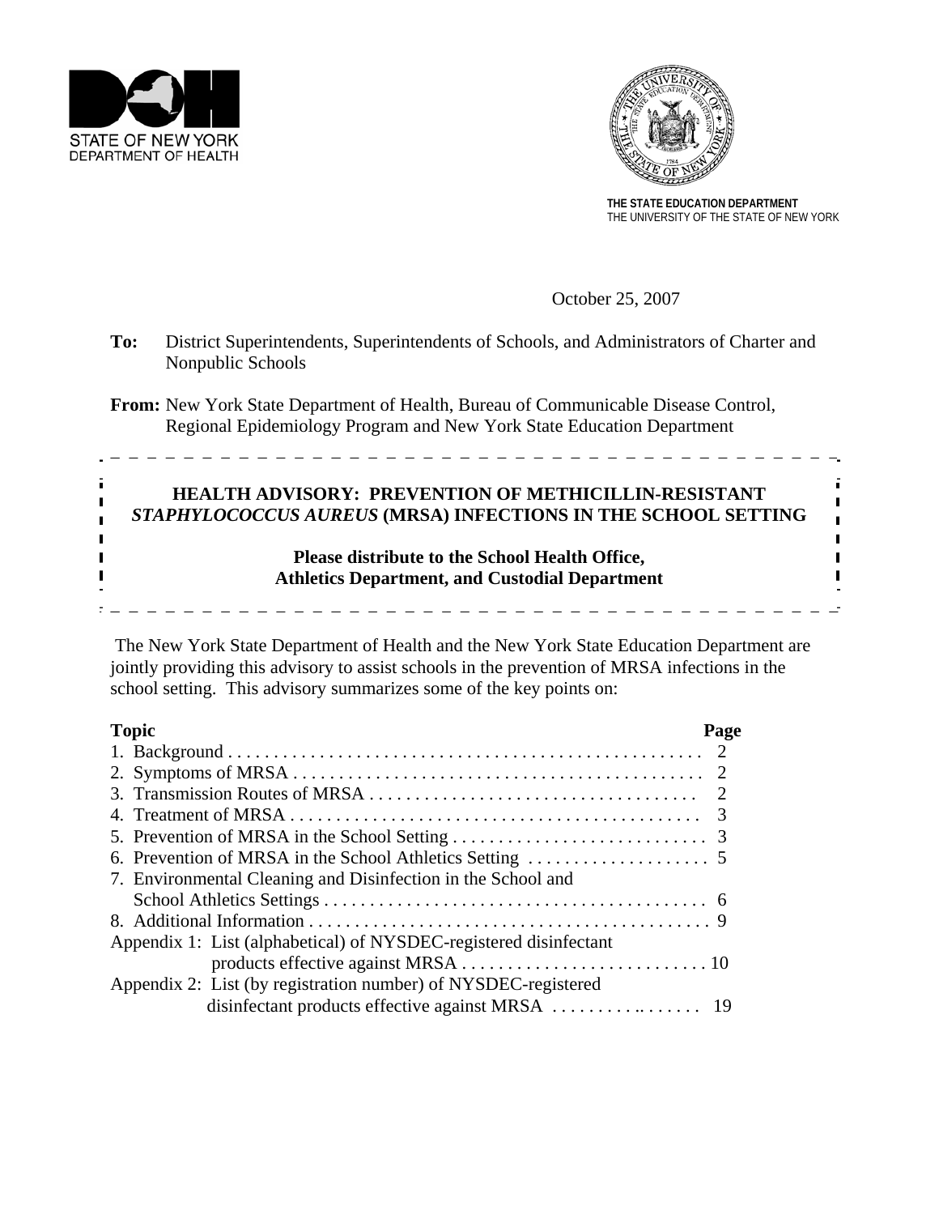STATE OF NEW YORK
DEPARTMENT OF HEALTH

**THE STATE EDUCATION DEPARTMENT**
THE UNIVERSITY OF THE STATE OF NEW YORK

October 25, 2007

**To:** District Superintendents, Superintendents of Schools, and Administrators of Charter and Nonpublic Schools

**From:** New York State Department of Health, Bureau of Communicable Disease Control, Regional Epidemiology Program and New York State Education Department

---

## HEALTH ADVISORY: PREVENTION OF METHICILLIN-RESISTANT *STAPHYLOCOCCUS AUREUS* (MRSA) INFECTIONS IN THE SCHOOL SETTING

**Please distribute to the School Health Office, Athletics Department, and Custodial Department**

---

The New York State Department of Health and the New York State Education Department are jointly providing this advisory to assist schools in the prevention of MRSA infections in the school setting. This advisory summarizes some of the key points on:

| Topic | Page |
|---|---|
| 1. Background | 2 |
| 2. Symptoms of MRSA | 2 |
| 3. Transmission Routes of MRSA | 2 |
| 4. Treatment of MRSA | 3 |
| 5. Prevention of MRSA in the School Setting | 3 |
| 6. Prevention of MRSA in the School Athletics Setting | 5 |
| 7. Environmental Cleaning and Disinfection in the School and School Athletics Settings | 6 |
| 8. Additional Information | 9 |
| Appendix 1: List (alphabetical) of NYSDEC-registered disinfectant products effective against MRSA | 10 |
| Appendix 2: List (by registration number) of NYSDEC-registered disinfectant products effective against MRSA | 19 |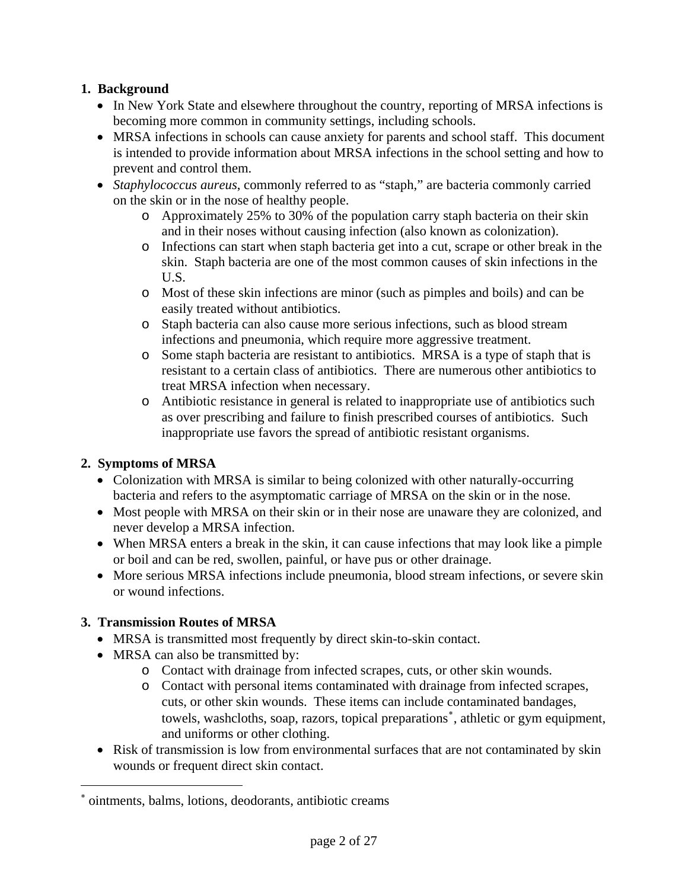## 1. Background

- In New York State and elsewhere throughout the country, reporting of MRSA infections is becoming more common in community settings, including schools.
- MRSA infections in schools can cause anxiety for parents and school staff. This document is intended to provide information about MRSA infections in the school setting and how to prevent and control them.
- *Staphylococcus aureus*, commonly referred to as "staph," are bacteria commonly carried on the skin or in the nose of healthy people.
  - Approximately 25% to 30% of the population carry staph bacteria on their skin and in their noses without causing infection (also known as colonization).
  - Infections can start when staph bacteria get into a cut, scrape or other break in the skin. Staph bacteria are one of the most common causes of skin infections in the U.S.
  - Most of these skin infections are minor (such as pimples and boils) and can be easily treated without antibiotics.
  - Staph bacteria can also cause more serious infections, such as blood stream infections and pneumonia, which require more aggressive treatment.
  - Some staph bacteria are resistant to antibiotics. MRSA is a type of staph that is resistant to a certain class of antibiotics. There are numerous other antibiotics to treat MRSA infection when necessary.
  - Antibiotic resistance in general is related to inappropriate use of antibiotics such as over prescribing and failure to finish prescribed courses of antibiotics. Such inappropriate use favors the spread of antibiotic resistant organisms.

## 2. Symptoms of MRSA

- Colonization with MRSA is similar to being colonized with other naturally-occurring bacteria and refers to the asymptomatic carriage of MRSA on the skin or in the nose.
- Most people with MRSA on their skin or in their nose are unaware they are colonized, and never develop a MRSA infection.
- When MRSA enters a break in the skin, it can cause infections that may look like a pimple or boil and can be red, swollen, painful, or have pus or other drainage.
- More serious MRSA infections include pneumonia, blood stream infections, or severe skin or wound infections.

## 3. Transmission Routes of MRSA

- MRSA is transmitted most frequently by direct skin-to-skin contact.
- MRSA can also be transmitted by:
  - Contact with drainage from infected scrapes, cuts, or other skin wounds.
  - Contact with personal items contaminated with drainage from infected scrapes, cuts, or other skin wounds. These items can include contaminated bandages, towels, washcloths, soap, razors, topical preparations[*], athletic or gym equipment, and uniforms or other clothing.
- Risk of transmission is low from environmental surfaces that are not contaminated by skin wounds or frequent direct skin contact.

---

[*] ointments, balms, lotions, deodorants, antibiotic creams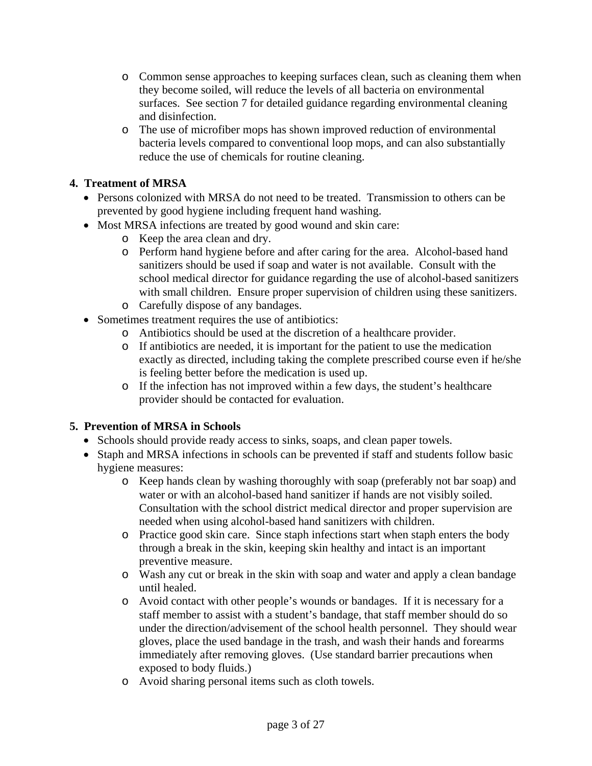- Common sense approaches to keeping surfaces clean, such as cleaning them when they become soiled, will reduce the levels of all bacteria on environmental surfaces. See section 7 for detailed guidance regarding environmental cleaning and disinfection.
  - The use of microfiber mops has shown improved reduction of environmental bacteria levels compared to conventional loop mops, and can also substantially reduce the use of chemicals for routine cleaning.

**4. Treatment of MRSA**

- Persons colonized with MRSA do not need to be treated. Transmission to others can be prevented by good hygiene including frequent hand washing.
- Most MRSA infections are treated by good wound and skin care:
  - Keep the area clean and dry.
  - Perform hand hygiene before and after caring for the area. Alcohol-based hand sanitizers should be used if soap and water is not available. Consult with the school medical director for guidance regarding the use of alcohol-based sanitizers with small children. Ensure proper supervision of children using these sanitizers.
  - Carefully dispose of any bandages.
- Sometimes treatment requires the use of antibiotics:
  - Antibiotics should be used at the discretion of a healthcare provider.
  - If antibiotics are needed, it is important for the patient to use the medication exactly as directed, including taking the complete prescribed course even if he/she is feeling better before the medication is used up.
  - If the infection has not improved within a few days, the student's healthcare provider should be contacted for evaluation.

**5. Prevention of MRSA in Schools**

- Schools should provide ready access to sinks, soaps, and clean paper towels.
- Staph and MRSA infections in schools can be prevented if staff and students follow basic hygiene measures:
  - Keep hands clean by washing thoroughly with soap (preferably not bar soap) and water or with an alcohol-based hand sanitizer if hands are not visibly soiled. Consultation with the school district medical director and proper supervision are needed when using alcohol-based hand sanitizers with children.
  - Practice good skin care. Since staph infections start when staph enters the body through a break in the skin, keeping skin healthy and intact is an important preventive measure.
  - Wash any cut or break in the skin with soap and water and apply a clean bandage until healed.
  - Avoid contact with other people's wounds or bandages. If it is necessary for a staff member to assist with a student's bandage, that staff member should do so under the direction/advisement of the school health personnel. They should wear gloves, place the used bandage in the trash, and wash their hands and forearms immediately after removing gloves. (Use standard barrier precautions when exposed to body fluids.)
  - Avoid sharing personal items such as cloth towels.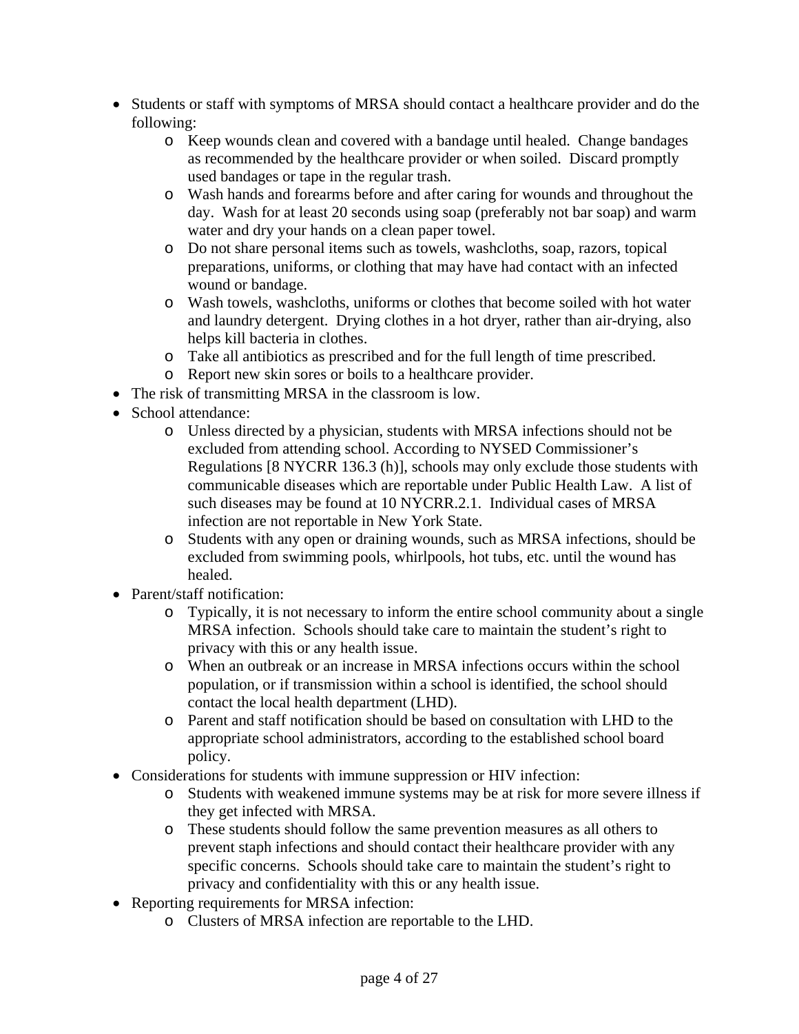- Students or staff with symptoms of MRSA should contact a healthcare provider and do the following:
  - Keep wounds clean and covered with a bandage until healed. Change bandages as recommended by the healthcare provider or when soiled. Discard promptly used bandages or tape in the regular trash.
  - Wash hands and forearms before and after caring for wounds and throughout the day. Wash for at least 20 seconds using soap (preferably not bar soap) and warm water and dry your hands on a clean paper towel.
  - Do not share personal items such as towels, washcloths, soap, razors, topical preparations, uniforms, or clothing that may have had contact with an infected wound or bandage.
  - Wash towels, washcloths, uniforms or clothes that become soiled with hot water and laundry detergent. Drying clothes in a hot dryer, rather than air-drying, also helps kill bacteria in clothes.
  - Take all antibiotics as prescribed and for the full length of time prescribed.
  - Report new skin sores or boils to a healthcare provider.
- The risk of transmitting MRSA in the classroom is low.
- School attendance:
  - Unless directed by a physician, students with MRSA infections should not be excluded from attending school. According to NYSED Commissioner's Regulations [8 NYCRR 136.3 (h)], schools may only exclude those students with communicable diseases which are reportable under Public Health Law. A list of such diseases may be found at 10 NYCRR.2.1. Individual cases of MRSA infection are not reportable in New York State.
  - Students with any open or draining wounds, such as MRSA infections, should be excluded from swimming pools, whirlpools, hot tubs, etc. until the wound has healed.
- Parent/staff notification:
  - Typically, it is not necessary to inform the entire school community about a single MRSA infection. Schools should take care to maintain the student's right to privacy with this or any health issue.
  - When an outbreak or an increase in MRSA infections occurs within the school population, or if transmission within a school is identified, the school should contact the local health department (LHD).
  - Parent and staff notification should be based on consultation with LHD to the appropriate school administrators, according to the established school board policy.
- Considerations for students with immune suppression or HIV infection:
  - Students with weakened immune systems may be at risk for more severe illness if they get infected with MRSA.
  - These students should follow the same prevention measures as all others to prevent staph infections and should contact their healthcare provider with any specific concerns. Schools should take care to maintain the student's right to privacy and confidentiality with this or any health issue.
- Reporting requirements for MRSA infection:
  - Clusters of MRSA infection are reportable to the LHD.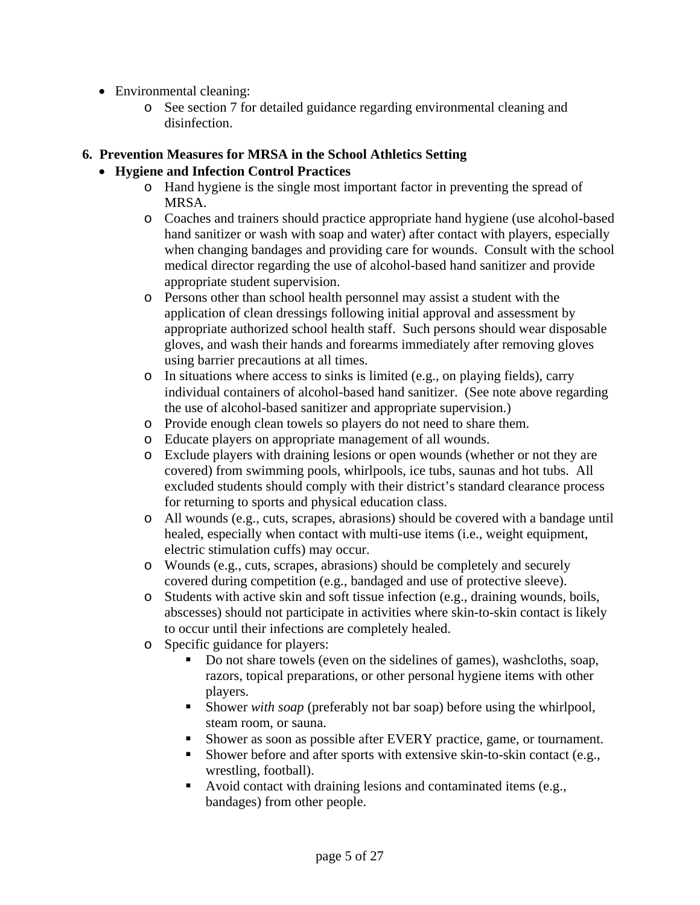- Environmental cleaning:
    - See section 7 for detailed guidance regarding environmental cleaning and disinfection.

**6. Prevention Measures for MRSA in the School Athletics Setting**

- **Hygiene and Infection Control Practices**
    - Hand hygiene is the single most important factor in preventing the spread of MRSA.
    - Coaches and trainers should practice appropriate hand hygiene (use alcohol-based hand sanitizer or wash with soap and water) after contact with players, especially when changing bandages and providing care for wounds. Consult with the school medical director regarding the use of alcohol-based hand sanitizer and provide appropriate student supervision.
    - Persons other than school health personnel may assist a student with the application of clean dressings following initial approval and assessment by appropriate authorized school health staff. Such persons should wear disposable gloves, and wash their hands and forearms immediately after removing gloves using barrier precautions at all times.
    - In situations where access to sinks is limited (e.g., on playing fields), carry individual containers of alcohol-based hand sanitizer. (See note above regarding the use of alcohol-based sanitizer and appropriate supervision.)
    - Provide enough clean towels so players do not need to share them.
    - Educate players on appropriate management of all wounds.
    - Exclude players with draining lesions or open wounds (whether or not they are covered) from swimming pools, whirlpools, ice tubs, saunas and hot tubs. All excluded students should comply with their district's standard clearance process for returning to sports and physical education class.
    - All wounds (e.g., cuts, scrapes, abrasions) should be covered with a bandage until healed, especially when contact with multi-use items (i.e., weight equipment, electric stimulation cuffs) may occur.
    - Wounds (e.g., cuts, scrapes, abrasions) should be completely and securely covered during competition (e.g., bandaged and use of protective sleeve).
    - Students with active skin and soft tissue infection (e.g., draining wounds, boils, abscesses) should not participate in activities where skin-to-skin contact is likely to occur until their infections are completely healed.
    - Specific guidance for players:
        - Do not share towels (even on the sidelines of games), washcloths, soap, razors, topical preparations, or other personal hygiene items with other players.
        - Shower *with soap* (preferably not bar soap) before using the whirlpool, steam room, or sauna.
        - Shower as soon as possible after EVERY practice, game, or tournament.
        - Shower before and after sports with extensive skin-to-skin contact (e.g., wrestling, football).
        - Avoid contact with draining lesions and contaminated items (e.g., bandages) from other people.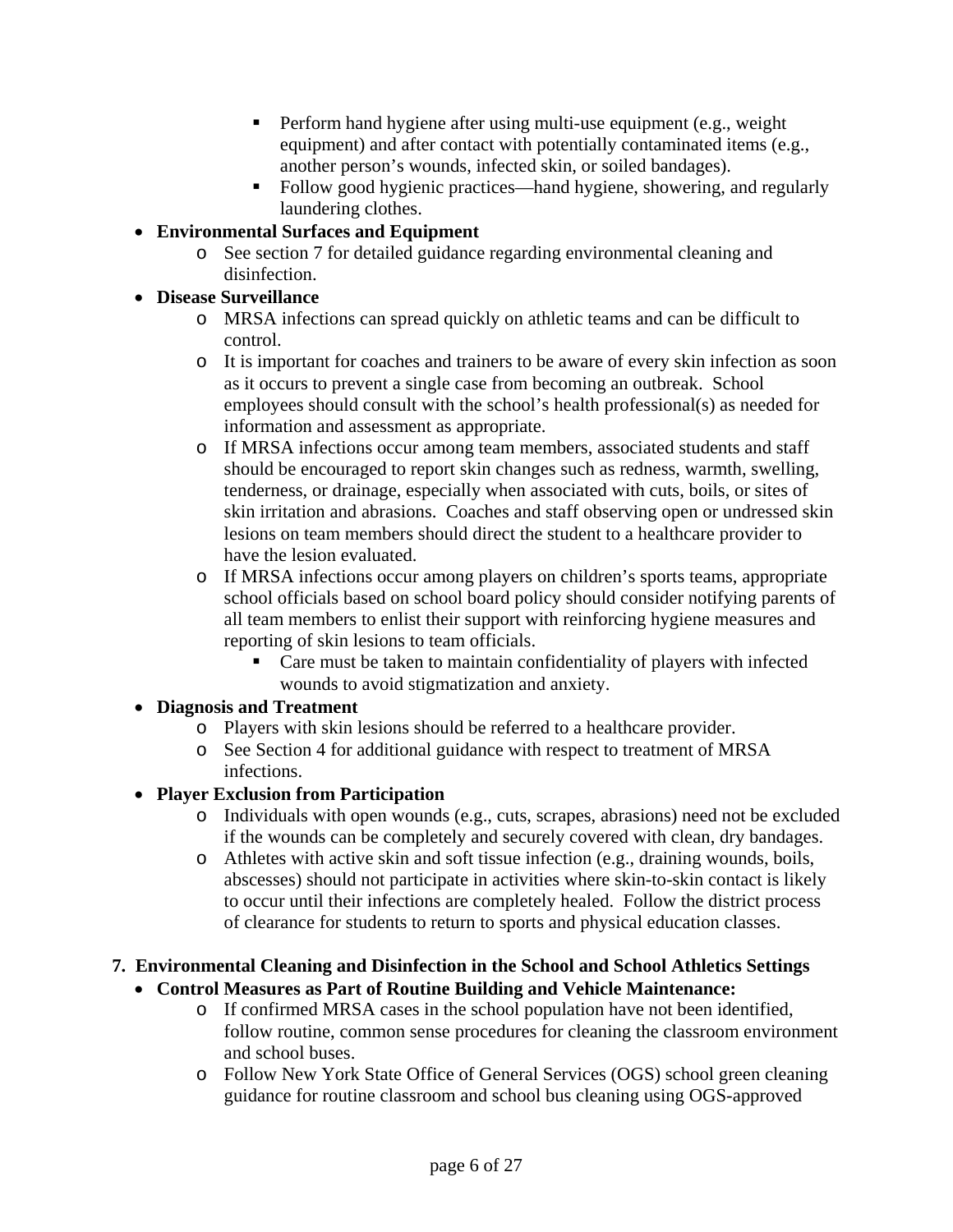- Perform hand hygiene after using multi-use equipment (e.g., weight equipment) and after contact with potentially contaminated items (e.g., another person's wounds, infected skin, or soiled bandages).
    - Follow good hygienic practices—hand hygiene, showering, and regularly laundering clothes.

- **Environmental Surfaces and Equipment**
  - See section 7 for detailed guidance regarding environmental cleaning and disinfection.
- **Disease Surveillance**
  - MRSA infections can spread quickly on athletic teams and can be difficult to control.
  - It is important for coaches and trainers to be aware of every skin infection as soon as it occurs to prevent a single case from becoming an outbreak. School employees should consult with the school's health professional(s) as needed for information and assessment as appropriate.
  - If MRSA infections occur among team members, associated students and staff should be encouraged to report skin changes such as redness, warmth, swelling, tenderness, or drainage, especially when associated with cuts, boils, or sites of skin irritation and abrasions. Coaches and staff observing open or undressed skin lesions on team members should direct the student to a healthcare provider to have the lesion evaluated.
  - If MRSA infections occur among players on children's sports teams, appropriate school officials based on school board policy should consider notifying parents of all team members to enlist their support with reinforcing hygiene measures and reporting of skin lesions to team officials.
    - Care must be taken to maintain confidentiality of players with infected wounds to avoid stigmatization and anxiety.
- **Diagnosis and Treatment**
  - Players with skin lesions should be referred to a healthcare provider.
  - See Section 4 for additional guidance with respect to treatment of MRSA infections.
- **Player Exclusion from Participation**
  - Individuals with open wounds (e.g., cuts, scrapes, abrasions) need not be excluded if the wounds can be completely and securely covered with clean, dry bandages.
  - Athletes with active skin and soft tissue infection (e.g., draining wounds, boils, abscesses) should not participate in activities where skin-to-skin contact is likely to occur until their infections are completely healed. Follow the district process of clearance for students to return to sports and physical education classes.

## 7. Environmental Cleaning and Disinfection in the School and School Athletics Settings

- **Control Measures as Part of Routine Building and Vehicle Maintenance:**
  - If confirmed MRSA cases in the school population have not been identified, follow routine, common sense procedures for cleaning the classroom environment and school buses.
  - Follow New York State Office of General Services (OGS) school green cleaning guidance for routine classroom and school bus cleaning using OGS-approved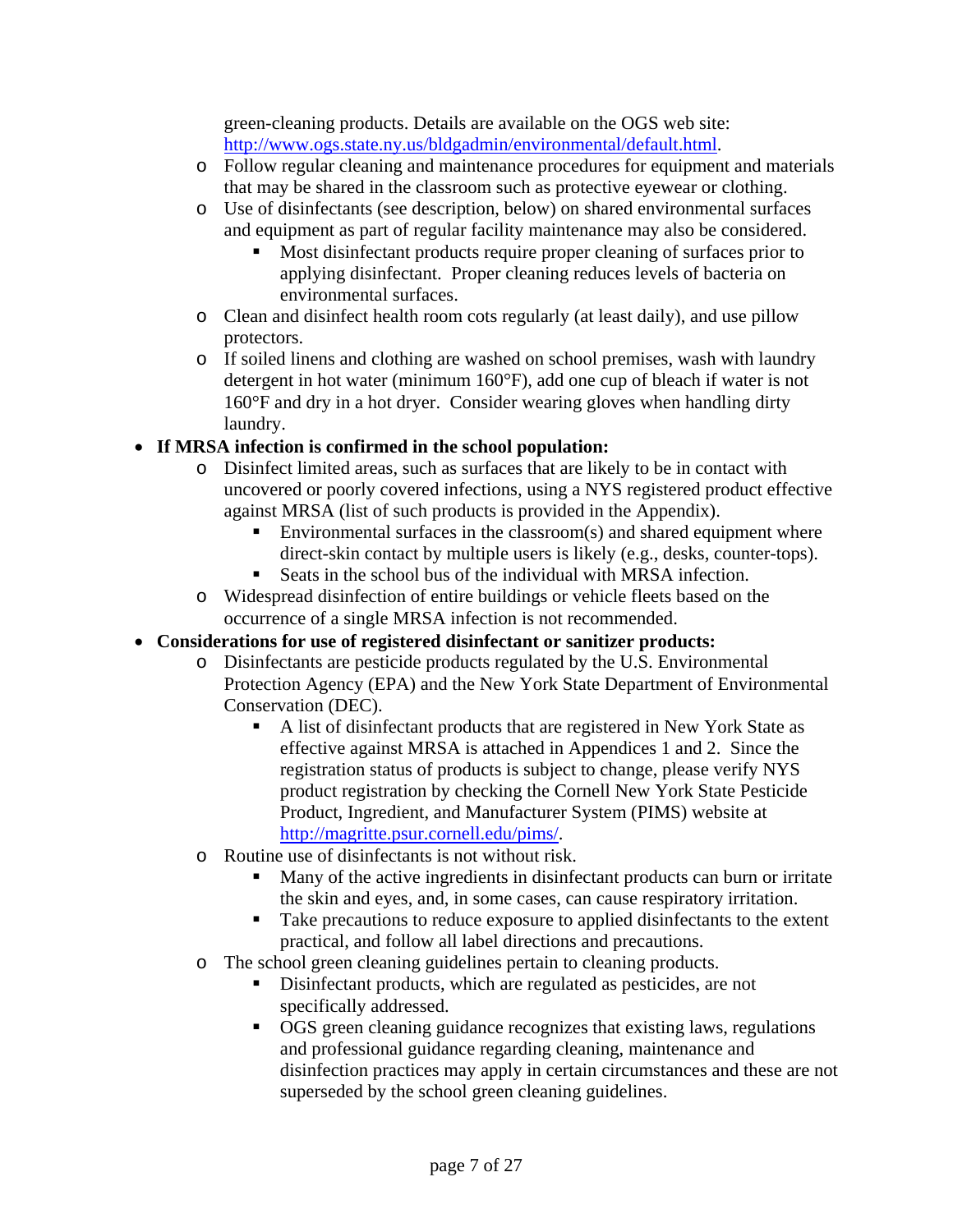green-cleaning products. Details are available on the OGS web site: [http://www.ogs.state.ny.us/bldgadmin/environmental/default.html](http://www.ogs.state.ny.us/bldgadmin/environmental/default.html).

  - Follow regular cleaning and maintenance procedures for equipment and materials that may be shared in the classroom such as protective eyewear or clothing.
  - Use of disinfectants (see description, below) on shared environmental surfaces and equipment as part of regular facility maintenance may also be considered.
    - Most disinfectant products require proper cleaning of surfaces prior to applying disinfectant. Proper cleaning reduces levels of bacteria on environmental surfaces.
  - Clean and disinfect health room cots regularly (at least daily), and use pillow protectors.
  - If soiled linens and clothing are washed on school premises, wash with laundry detergent in hot water (minimum 160°F), add one cup of bleach if water is not 160°F and dry in a hot dryer. Consider wearing gloves when handling dirty laundry.

- **If MRSA infection is confirmed in the school population:**
  - Disinfect limited areas, such as surfaces that are likely to be in contact with uncovered or poorly covered infections, using a NYS registered product effective against MRSA (list of such products is provided in the Appendix).
    - Environmental surfaces in the classroom(s) and shared equipment where direct-skin contact by multiple users is likely (e.g., desks, counter-tops).
    - Seats in the school bus of the individual with MRSA infection.
  - Widespread disinfection of entire buildings or vehicle fleets based on the occurrence of a single MRSA infection is not recommended.

- **Considerations for use of registered disinfectant or sanitizer products:**
  - Disinfectants are pesticide products regulated by the U.S. Environmental Protection Agency (EPA) and the New York State Department of Environmental Conservation (DEC).
    - A list of disinfectant products that are registered in New York State as effective against MRSA is attached in Appendices 1 and 2. Since the registration status of products is subject to change, please verify NYS product registration by checking the Cornell New York State Pesticide Product, Ingredient, and Manufacturer System (PIMS) website at [http://magritte.psur.cornell.edu/pims/](http://magritte.psur.cornell.edu/pims/).
  - Routine use of disinfectants is not without risk.
    - Many of the active ingredients in disinfectant products can burn or irritate the skin and eyes, and, in some cases, can cause respiratory irritation.
    - Take precautions to reduce exposure to applied disinfectants to the extent practical, and follow all label directions and precautions.
  - The school green cleaning guidelines pertain to cleaning products.
    - Disinfectant products, which are regulated as pesticides, are not specifically addressed.
    - OGS green cleaning guidance recognizes that existing laws, regulations and professional guidance regarding cleaning, maintenance and disinfection practices may apply in certain circumstances and these are not superseded by the school green cleaning guidelines.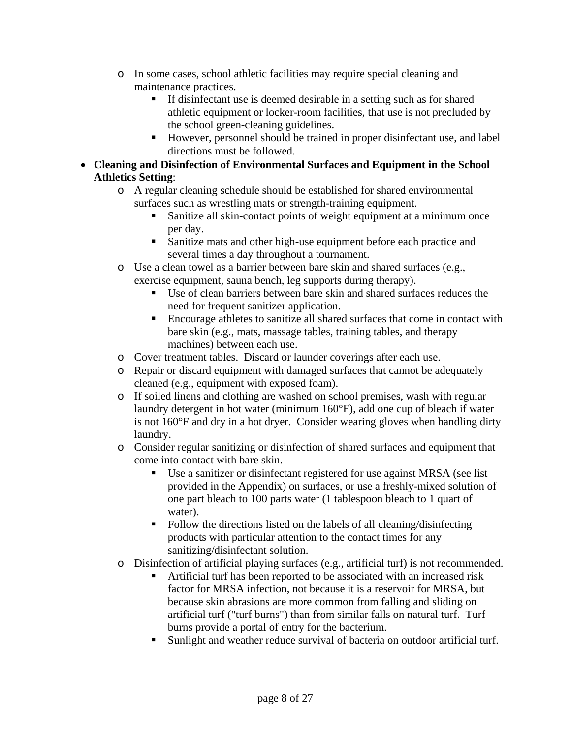- In some cases, school athletic facilities may require special cleaning and maintenance practices.
  - If disinfectant use is deemed desirable in a setting such as for shared athletic equipment or locker-room facilities, that use is not precluded by the school green-cleaning guidelines.
  - However, personnel should be trained in proper disinfectant use, and label directions must be followed.

- **Cleaning and Disinfection of Environmental Surfaces and Equipment in the School Athletics Setting**:
  - A regular cleaning schedule should be established for shared environmental surfaces such as wrestling mats or strength-training equipment.
    - Sanitize all skin-contact points of weight equipment at a minimum once per day.
    - Sanitize mats and other high-use equipment before each practice and several times a day throughout a tournament.
  - Use a clean towel as a barrier between bare skin and shared surfaces (e.g., exercise equipment, sauna bench, leg supports during therapy).
    - Use of clean barriers between bare skin and shared surfaces reduces the need for frequent sanitizer application.
    - Encourage athletes to sanitize all shared surfaces that come in contact with bare skin (e.g., mats, massage tables, training tables, and therapy machines) between each use.
  - Cover treatment tables. Discard or launder coverings after each use.
  - Repair or discard equipment with damaged surfaces that cannot be adequately cleaned (e.g., equipment with exposed foam).
  - If soiled linens and clothing are washed on school premises, wash with regular laundry detergent in hot water (minimum 160°F), add one cup of bleach if water is not 160°F and dry in a hot dryer. Consider wearing gloves when handling dirty laundry.
  - Consider regular sanitizing or disinfection of shared surfaces and equipment that come into contact with bare skin.
    - Use a sanitizer or disinfectant registered for use against MRSA (see list provided in the Appendix) on surfaces, or use a freshly-mixed solution of one part bleach to 100 parts water (1 tablespoon bleach to 1 quart of water).
    - Follow the directions listed on the labels of all cleaning/disinfecting products with particular attention to the contact times for any sanitizing/disinfectant solution.
  - Disinfection of artificial playing surfaces (e.g., artificial turf) is not recommended.
    - Artificial turf has been reported to be associated with an increased risk factor for MRSA infection, not because it is a reservoir for MRSA, but because skin abrasions are more common from falling and sliding on artificial turf ("turf burns") than from similar falls on natural turf. Turf burns provide a portal of entry for the bacterium.
    - Sunlight and weather reduce survival of bacteria on outdoor artificial turf.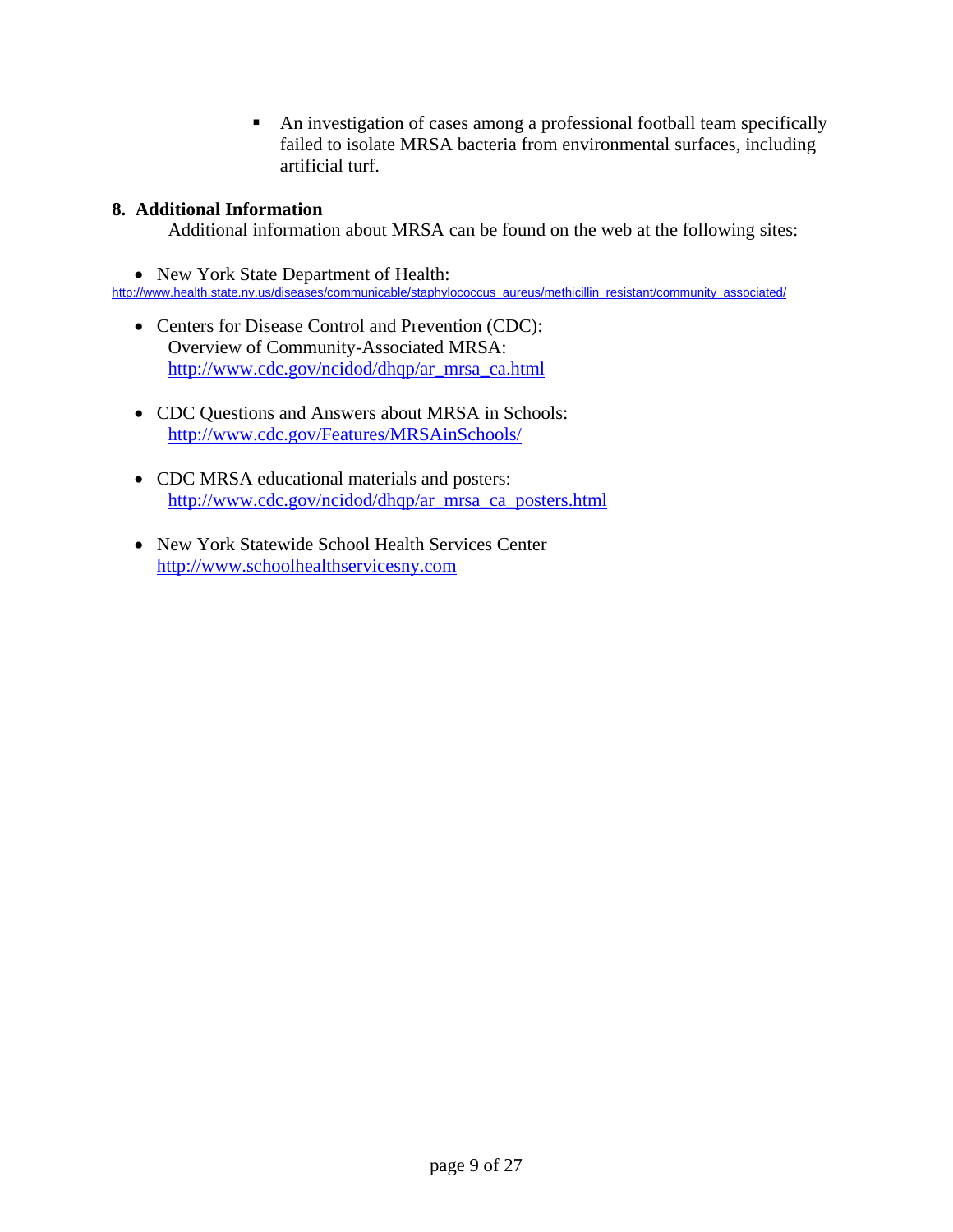- An investigation of cases among a professional football team specifically failed to isolate MRSA bacteria from environmental surfaces, including artificial turf.

## 8. Additional Information

Additional information about MRSA can be found on the web at the following sites:

- New York State Department of Health:
  http://www.health.state.ny.us/diseases/communicable/staphylococcus_aureus/methicillin_resistant/community_associated/
- Centers for Disease Control and Prevention (CDC):
  Overview of Community-Associated MRSA:
  http://www.cdc.gov/ncidod/dhqp/ar_mrsa_ca.html
- CDC Questions and Answers about MRSA in Schools:
  http://www.cdc.gov/Features/MRSAinSchools/
- CDC MRSA educational materials and posters:
  http://www.cdc.gov/ncidod/dhqp/ar_mrsa_ca_posters.html
- New York Statewide School Health Services Center
  http://www.schoolhealthservicesny.com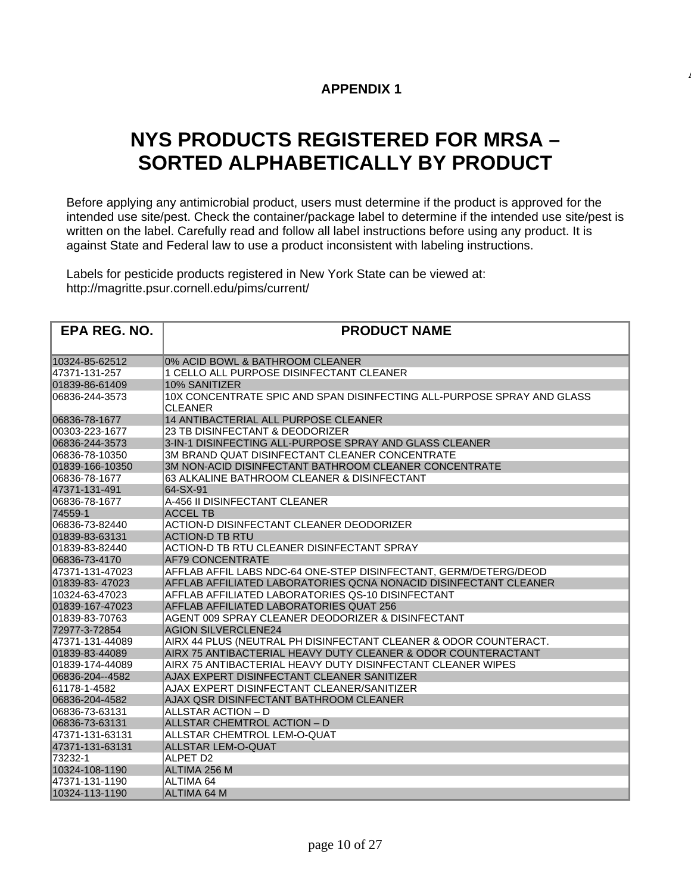APPENDIX 1

# NYS PRODUCTS REGISTERED FOR MRSA – SORTED ALPHABETICALLY BY PRODUCT

Before applying any antimicrobial product, users must determine if the product is approved for the intended use site/pest. Check the container/package label to determine if the intended use site/pest is written on the label. Carefully read and follow all label instructions before using any product. It is against State and Federal law to use a product inconsistent with labeling instructions.

Labels for pesticide products registered in New York State can be viewed at: http://magritte.psur.cornell.edu/pims/current/

| EPA REG. NO. | PRODUCT NAME |
|---|---|
| 10324-85-62512 | 0% ACID BOWL & BATHROOM CLEANER |
| 47371-131-257 | 1 CELLO ALL PURPOSE DISINFECTANT CLEANER |
| 01839-86-61409 | 10% SANITIZER |
| 06836-244-3573 | 10X CONCENTRATE SPIC AND SPAN DISINFECTING ALL-PURPOSE SPRAY AND GLASS CLEANER |
| 06836-78-1677 | 14 ANTIBACTERIAL ALL PURPOSE CLEANER |
| 00303-223-1677 | 23 TB DISINFECTANT & DEODORIZER |
| 06836-244-3573 | 3-IN-1 DISINFECTING ALL-PURPOSE SPRAY AND GLASS CLEANER |
| 06836-78-10350 | 3M BRAND QUAT DISINFECTANT CLEANER CONCENTRATE |
| 01839-166-10350 | 3M NON-ACID DISINFECTANT BATHROOM CLEANER CONCENTRATE |
| 06836-78-1677 | 63 ALKALINE BATHROOM CLEANER & DISINFECTANT |
| 47371-131-491 | 64-SX-91 |
| 06836-78-1677 | A-456 II DISINFECTANT CLEANER |
| 74559-1 | ACCEL TB |
| 06836-73-82440 | ACTION-D DISINFECTANT CLEANER DEODORIZER |
| 01839-83-63131 | ACTION-D TB RTU |
| 01839-83-82440 | ACTION-D TB RTU CLEANER DISINFECTANT SPRAY |
| 06836-73-4170 | AF79 CONCENTRATE |
| 47371-131-47023 | AFFLAB AFFIL LABS NDC-64 ONE-STEP DISINFECTANT, GERM/DETERG/DEOD |
| 01839-83- 47023 | AFFLAB AFFILIATED LABORATORIES QCNA NONACID DISINFECTANT CLEANER |
| 10324-63-47023 | AFFLAB AFFILIATED LABORATORIES QS-10 DISINFECTANT |
| 01839-167-47023 | AFFLAB AFFILIATED LABORATORIES QUAT 256 |
| 01839-83-70763 | AGENT 009 SPRAY CLEANER DEODORIZER & DISINFECTANT |
| 72977-3-72854 | AGION SILVERCLENE24 |
| 47371-131-44089 | AIRX 44 PLUS (NEUTRAL PH DISINFECTANT CLEANER & ODOR COUNTERACT. |
| 01839-83-44089 | AIRX 75 ANTIBACTERIAL HEAVY DUTY CLEANER & ODOR COUNTERACTANT |
| 01839-174-44089 | AIRX 75 ANTIBACTERIAL HEAVY DUTY DISINFECTANT CLEANER WIPES |
| 06836-204--4582 | AJAX EXPERT DISINFECTANT CLEANER SANITIZER |
| 61178-1-4582 | AJAX EXPERT DISINFECTANT CLEANER/SANITIZER |
| 06836-204-4582 | AJAX QSR DISINFECTANT BATHROOM CLEANER |
| 06836-73-63131 | ALLSTAR ACTION – D |
| 06836-73-63131 | ALLSTAR CHEMTROL ACTION – D |
| 47371-131-63131 | ALLSTAR CHEMTROL LEM-O-QUAT |
| 47371-131-63131 | ALLSTAR LEM-O-QUAT |
| 73232-1 | ALPET D2 |
| 10324-108-1190 | ALTIMA 256 M |
| 47371-131-1190 | ALTIMA 64 |
| 10324-113-1190 | ALTIMA 64 M |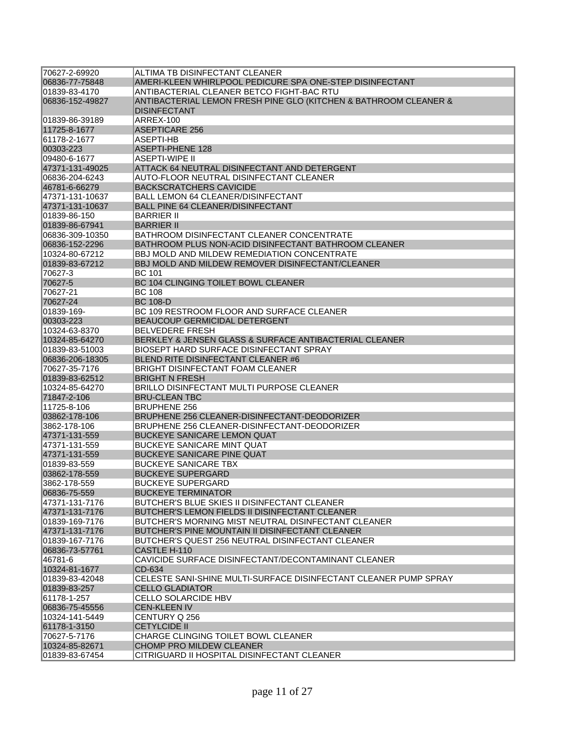| | |
|---|---|
| 70627-2-69920 | ALTIMA TB DISINFECTANT CLEANER |
| 06836-77-75848 | AMERI-KLEEN WHIRLPOOL PEDICURE SPA ONE-STEP DISINFECTANT |
| 01839-83-4170 | ANTIBACTERIAL CLEANER BETCO FIGHT-BAC RTU |
| 06836-152-49827 | ANTIBACTERIAL LEMON FRESH PINE GLO (KITCHEN & BATHROOM CLEANER & DISINFECTANT |
| 01839-86-39189 | ARREX-100 |
| 11725-8-1677 | ASEPTICARE 256 |
| 61178-2-1677 | ASEPTI-HB |
| 00303-223 | ASEPTI-PHENE 128 |
| 09480-6-1677 | ASEPTI-WIPE II |
| 47371-131-49025 | ATTACK 64 NEUTRAL DISINFECTANT AND DETERGENT |
| 06836-204-6243 | AUTO-FLOOR NEUTRAL DISINFECTANT CLEANER |
| 46781-6-66279 | BACKSCRATCHERS CAVICIDE |
| 47371-131-10637 | BALL LEMON 64 CLEANER/DISINFECTANT |
| 47371-131-10637 | BALL PINE 64 CLEANER/DISINFECTANT |
| 01839-86-150 | BARRIER II |
| 01839-86-67941 | BARRIER II |
| 06836-309-10350 | BATHROOM DISINFECTANT CLEANER CONCENTRATE |
| 06836-152-2296 | BATHROOM PLUS NON-ACID DISINFECTANT BATHROOM CLEANER |
| 10324-80-67212 | BBJ MOLD AND MILDEW REMEDIATION CONCENTRATE |
| 01839-83-67212 | BBJ MOLD AND MILDEW REMOVER DISINFECTANT/CLEANER |
| 70627-3 | BC 101 |
| 70627-5 | BC 104 CLINGING TOILET BOWL CLEANER |
| 70627-21 | BC 108 |
| 70627-24 | BC 108-D |
| 01839-169- | BC 109 RESTROOM FLOOR AND SURFACE CLEANER |
| 00303-223 | BEAUCOUP GERMICIDAL DETERGENT |
| 10324-63-8370 | BELVEDERE FRESH |
| 10324-85-64270 | BERKLEY & JENSEN GLASS & SURFACE ANTIBACTERIAL CLEANER |
| 01839-83-51003 | BIOSEPT HARD SURFACE DISINFECTANT SPRAY |
| 06836-206-18305 | BLEND RITE DISINFECTANT CLEANER #6 |
| 70627-35-7176 | BRIGHT DISINFECTANT FOAM CLEANER |
| 01839-83-62512 | BRIGHT N FRESH |
| 10324-85-64270 | BRILLO DISINFECTANT MULTI PURPOSE CLEANER |
| 71847-2-106 | BRU-CLEAN TBC |
| 11725-8-106 | BRUPHENE 256 |
| 03862-178-106 | BRUPHENE 256 CLEANER-DISINFECTANT-DEODORIZER |
| 3862-178-106 | BRUPHENE 256 CLEANER-DISINFECTANT-DEODORIZER |
| 47371-131-559 | BUCKEYE SANICARE LEMON QUAT |
| 47371-131-559 | BUCKEYE SANICARE MINT QUAT |
| 47371-131-559 | BUCKEYE SANICARE PINE QUAT |
| 01839-83-559 | BUCKEYE SANICARE TBX |
| 03862-178-559 | BUCKEYE SUPERGARD |
| 3862-178-559 | BUCKEYE SUPERGARD |
| 06836-75-559 | BUCKEYE TERMINATOR |
| 47371-131-7176 | BUTCHER'S BLUE SKIES II DISINFECTANT CLEANER |
| 47371-131-7176 | BUTCHER'S LEMON FIELDS II DISINFECTANT CLEANER |
| 01839-169-7176 | BUTCHER'S MORNING MIST NEUTRAL DISINFECTANT CLEANER |
| 47371-131-7176 | BUTCHER'S PINE MOUNTAIN II DISINFECTANT CLEANER |
| 01839-167-7176 | BUTCHER'S QUEST 256 NEUTRAL DISINFECTANT CLEANER |
| 06836-73-57761 | CASTLE H-110 |
| 46781-6 | CAVICIDE SURFACE DISINFECTANT/DECONTAMINANT CLEANER |
| 10324-81-1677 | CD-634 |
| 01839-83-42048 | CELESTE SANI-SHINE MULTI-SURFACE DISINFECTANT CLEANER PUMP SPRAY |
| 01839-83-257 | CELLO GLADIATOR |
| 61178-1-257 | CELLO SOLARCIDE HBV |
| 06836-75-45556 | CEN-KLEEN IV |
| 10324-141-5449 | CENTURY Q 256 |
| 61178-1-3150 | CETYLCIDE II |
| 70627-5-7176 | CHARGE CLINGING TOILET BOWL CLEANER |
| 10324-85-82671 | CHOMP PRO MILDEW CLEANER |
| 01839-83-67454 | CITRIGUARD II HOSPITAL DISINFECTANT CLEANER |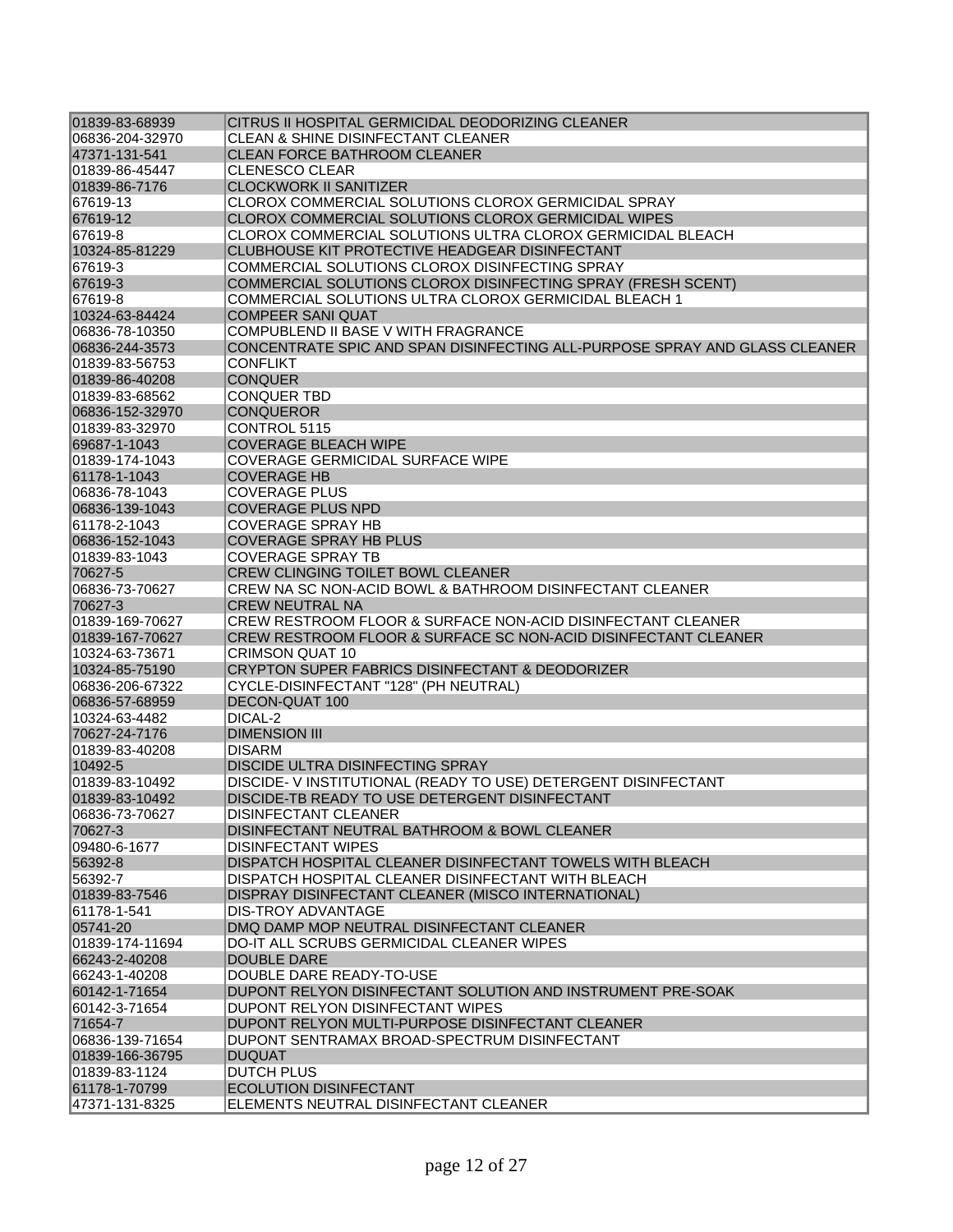| | |
|---|---|
| 01839-83-68939 | CITRUS II HOSPITAL GERMICIDAL DEODORIZING CLEANER |
| 06836-204-32970 | CLEAN & SHINE DISINFECTANT CLEANER |
| 47371-131-541 | CLEAN FORCE BATHROOM CLEANER |
| 01839-86-45447 | CLENESCO CLEAR |
| 01839-86-7176 | CLOCKWORK II SANITIZER |
| 67619-13 | CLOROX COMMERCIAL SOLUTIONS CLOROX GERMICIDAL SPRAY |
| 67619-12 | CLOROX COMMERCIAL SOLUTIONS CLOROX GERMICIDAL WIPES |
| 67619-8 | CLOROX COMMERCIAL SOLUTIONS ULTRA CLOROX GERMICIDAL BLEACH |
| 10324-85-81229 | CLUBHOUSE KIT PROTECTIVE HEADGEAR DISINFECTANT |
| 67619-3 | COMMERCIAL SOLUTIONS CLOROX DISINFECTING SPRAY |
| 67619-3 | COMMERCIAL SOLUTIONS CLOROX DISINFECTING SPRAY (FRESH SCENT) |
| 67619-8 | COMMERCIAL SOLUTIONS ULTRA CLOROX GERMICIDAL BLEACH 1 |
| 10324-63-84424 | COMPEER SANI QUAT |
| 06836-78-10350 | COMPUBLEND II BASE V WITH FRAGRANCE |
| 06836-244-3573 | CONCENTRATE SPIC AND SPAN DISINFECTING ALL-PURPOSE SPRAY AND GLASS CLEANER |
| 01839-83-56753 | CONFLIKT |
| 01839-86-40208 | CONQUER |
| 01839-83-68562 | CONQUER TBD |
| 06836-152-32970 | CONQUEROR |
| 01839-83-32970 | CONTROL 5115 |
| 69687-1-1043 | COVERAGE BLEACH WIPE |
| 01839-174-1043 | COVERAGE GERMICIDAL SURFACE WIPE |
| 61178-1-1043 | COVERAGE HB |
| 06836-78-1043 | COVERAGE PLUS |
| 06836-139-1043 | COVERAGE PLUS NPD |
| 61178-2-1043 | COVERAGE SPRAY HB |
| 06836-152-1043 | COVERAGE SPRAY HB PLUS |
| 01839-83-1043 | COVERAGE SPRAY TB |
| 70627-5 | CREW CLINGING TOILET BOWL CLEANER |
| 06836-73-70627 | CREW NA SC NON-ACID BOWL & BATHROOM DISINFECTANT CLEANER |
| 70627-3 | CREW NEUTRAL NA |
| 01839-169-70627 | CREW RESTROOM FLOOR & SURFACE NON-ACID DISINFECTANT CLEANER |
| 01839-167-70627 | CREW RESTROOM FLOOR & SURFACE SC NON-ACID DISINFECTANT CLEANER |
| 10324-63-73671 | CRIMSON QUAT 10 |
| 10324-85-75190 | CRYPTON SUPER FABRICS DISINFECTANT & DEODORIZER |
| 06836-206-67322 | CYCLE-DISINFECTANT "128" (PH NEUTRAL) |
| 06836-57-68959 | DECON-QUAT 100 |
| 10324-63-4482 | DICAL-2 |
| 70627-24-7176 | DIMENSION III |
| 01839-83-40208 | DISARM |
| 10492-5 | DISCIDE ULTRA DISINFECTING SPRAY |
| 01839-83-10492 | DISCIDE- V INSTITUTIONAL (READY TO USE) DETERGENT DISINFECTANT |
| 01839-83-10492 | DISCIDE-TB READY TO USE DETERGENT DISINFECTANT |
| 06836-73-70627 | DISINFECTANT CLEANER |
| 70627-3 | DISINFECTANT NEUTRAL BATHROOM & BOWL CLEANER |
| 09480-6-1677 | DISINFECTANT WIPES |
| 56392-8 | DISPATCH HOSPITAL CLEANER DISINFECTANT TOWELS WITH BLEACH |
| 56392-7 | DISPATCH HOSPITAL CLEANER DISINFECTANT WITH BLEACH |
| 01839-83-7546 | DISPRAY DISINFECTANT CLEANER (MISCO INTERNATIONAL) |
| 61178-1-541 | DIS-TROY ADVANTAGE |
| 05741-20 | DMQ DAMP MOP NEUTRAL DISINFECTANT CLEANER |
| 01839-174-11694 | DO-IT ALL SCRUBS GERMICIDAL CLEANER WIPES |
| 66243-2-40208 | DOUBLE DARE |
| 66243-1-40208 | DOUBLE DARE READY-TO-USE |
| 60142-1-71654 | DUPONT RELYON DISINFECTANT SOLUTION AND INSTRUMENT PRE-SOAK |
| 60142-3-71654 | DUPONT RELYON DISINFECTANT WIPES |
| 71654-7 | DUPONT RELYON MULTI-PURPOSE DISINFECTANT CLEANER |
| 06836-139-71654 | DUPONT SENTRAMAX BROAD-SPECTRUM DISINFECTANT |
| 01839-166-36795 | DUQUAT |
| 01839-83-1124 | DUTCH PLUS |
| 61178-1-70799 | ECOLUTION DISINFECTANT |
| 47371-131-8325 | ELEMENTS NEUTRAL DISINFECTANT CLEANER |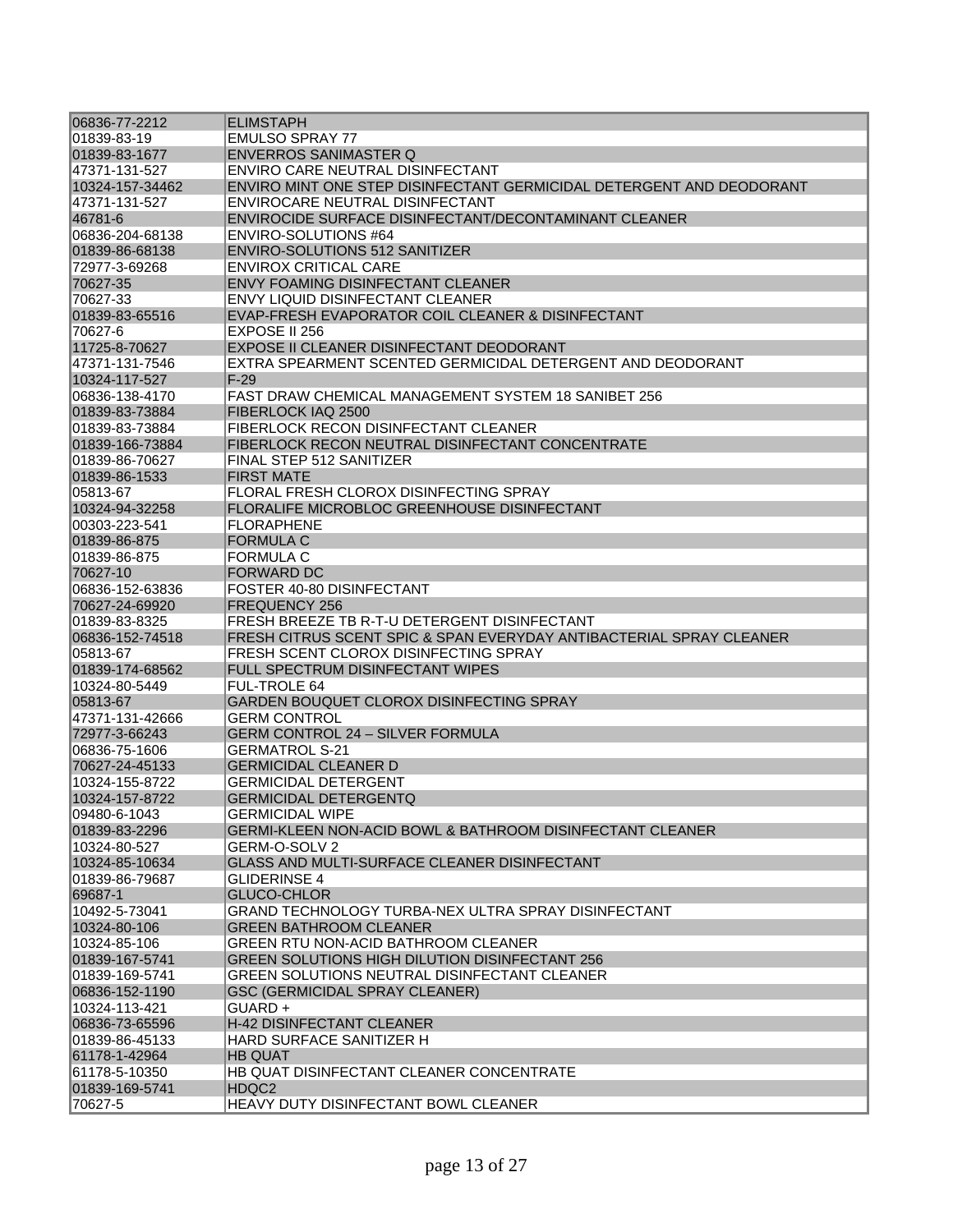| | |
|---|---|
| 06836-77-2212 | ELIMSTAPH |
| 01839-83-19 | EMULSO SPRAY 77 |
| 01839-83-1677 | ENVERROS SANIMASTER Q |
| 47371-131-527 | ENVIRO CARE NEUTRAL DISINFECTANT |
| 10324-157-34462 | ENVIRO MINT ONE STEP DISINFECTANT GERMICIDAL DETERGENT AND DEODORANT |
| 47371-131-527 | ENVIROCARE NEUTRAL DISINFECTANT |
| 46781-6 | ENVIROCIDE SURFACE DISINFECTANT/DECONTAMINANT CLEANER |
| 06836-204-68138 | ENVIRO-SOLUTIONS #64 |
| 01839-86-68138 | ENVIRO-SOLUTIONS 512 SANITIZER |
| 72977-3-69268 | ENVIROX CRITICAL CARE |
| 70627-35 | ENVY FOAMING DISINFECTANT CLEANER |
| 70627-33 | ENVY LIQUID DISINFECTANT CLEANER |
| 01839-83-65516 | EVAP-FRESH EVAPORATOR COIL CLEANER & DISINFECTANT |
| 70627-6 | EXPOSE II 256 |
| 11725-8-70627 | EXPOSE II CLEANER DISINFECTANT DEODORANT |
| 47371-131-7546 | EXTRA SPEARMENT SCENTED GERMICIDAL DETERGENT AND DEODORANT |
| 10324-117-527 | F-29 |
| 06836-138-4170 | FAST DRAW CHEMICAL MANAGEMENT SYSTEM 18 SANIBET 256 |
| 01839-83-73884 | FIBERLOCK IAQ 2500 |
| 01839-83-73884 | FIBERLOCK RECON DISINFECTANT CLEANER |
| 01839-166-73884 | FIBERLOCK RECON NEUTRAL DISINFECTANT CONCENTRATE |
| 01839-86-70627 | FINAL STEP 512 SANITIZER |
| 01839-86-1533 | FIRST MATE |
| 05813-67 | FLORAL FRESH CLOROX DISINFECTING SPRAY |
| 10324-94-32258 | FLORALIFE MICROBLOC GREENHOUSE DISINFECTANT |
| 00303-223-541 | FLORAPHENE |
| 01839-86-875 | FORMULA C |
| 01839-86-875 | FORMULA C |
| 70627-10 | FORWARD DC |
| 06836-152-63836 | FOSTER 40-80 DISINFECTANT |
| 70627-24-69920 | FREQUENCY 256 |
| 01839-83-8325 | FRESH BREEZE TB R-T-U DETERGENT DISINFECTANT |
| 06836-152-74518 | FRESH CITRUS SCENT SPIC & SPAN EVERYDAY ANTIBACTERIAL SPRAY CLEANER |
| 05813-67 | FRESH SCENT CLOROX DISINFECTING SPRAY |
| 01839-174-68562 | FULL SPECTRUM DISINFECTANT WIPES |
| 10324-80-5449 | FUL-TROLE 64 |
| 05813-67 | GARDEN BOUQUET CLOROX DISINFECTING SPRAY |
| 47371-131-42666 | GERM CONTROL |
| 72977-3-66243 | GERM CONTROL 24 – SILVER FORMULA |
| 06836-75-1606 | GERMATROL S-21 |
| 70627-24-45133 | GERMICIDAL CLEANER D |
| 10324-155-8722 | GERMICIDAL DETERGENT |
| 10324-157-8722 | GERMICIDAL DETERGENTQ |
| 09480-6-1043 | GERMICIDAL WIPE |
| 01839-83-2296 | GERMI-KLEEN NON-ACID BOWL & BATHROOM DISINFECTANT CLEANER |
| 10324-80-527 | GERM-O-SOLV 2 |
| 10324-85-10634 | GLASS AND MULTI-SURFACE CLEANER DISINFECTANT |
| 01839-86-79687 | GLIDERINSE 4 |
| 69687-1 | GLUCO-CHLOR |
| 10492-5-73041 | GRAND TECHNOLOGY TURBA-NEX ULTRA SPRAY DISINFECTANT |
| 10324-80-106 | GREEN BATHROOM CLEANER |
| 10324-85-106 | GREEN RTU NON-ACID BATHROOM CLEANER |
| 01839-167-5741 | GREEN SOLUTIONS HIGH DILUTION DISINFECTANT 256 |
| 01839-169-5741 | GREEN SOLUTIONS NEUTRAL DISINFECTANT CLEANER |
| 06836-152-1190 | GSC (GERMICIDAL SPRAY CLEANER) |
| 10324-113-421 | GUARD + |
| 06836-73-65596 | H-42 DISINFECTANT CLEANER |
| 01839-86-45133 | HARD SURFACE SANITIZER H |
| 61178-1-42964 | HB QUAT |
| 61178-5-10350 | HB QUAT DISINFECTANT CLEANER CONCENTRATE |
| 01839-169-5741 | HDQC2 |
| 70627-5 | HEAVY DUTY DISINFECTANT BOWL CLEANER |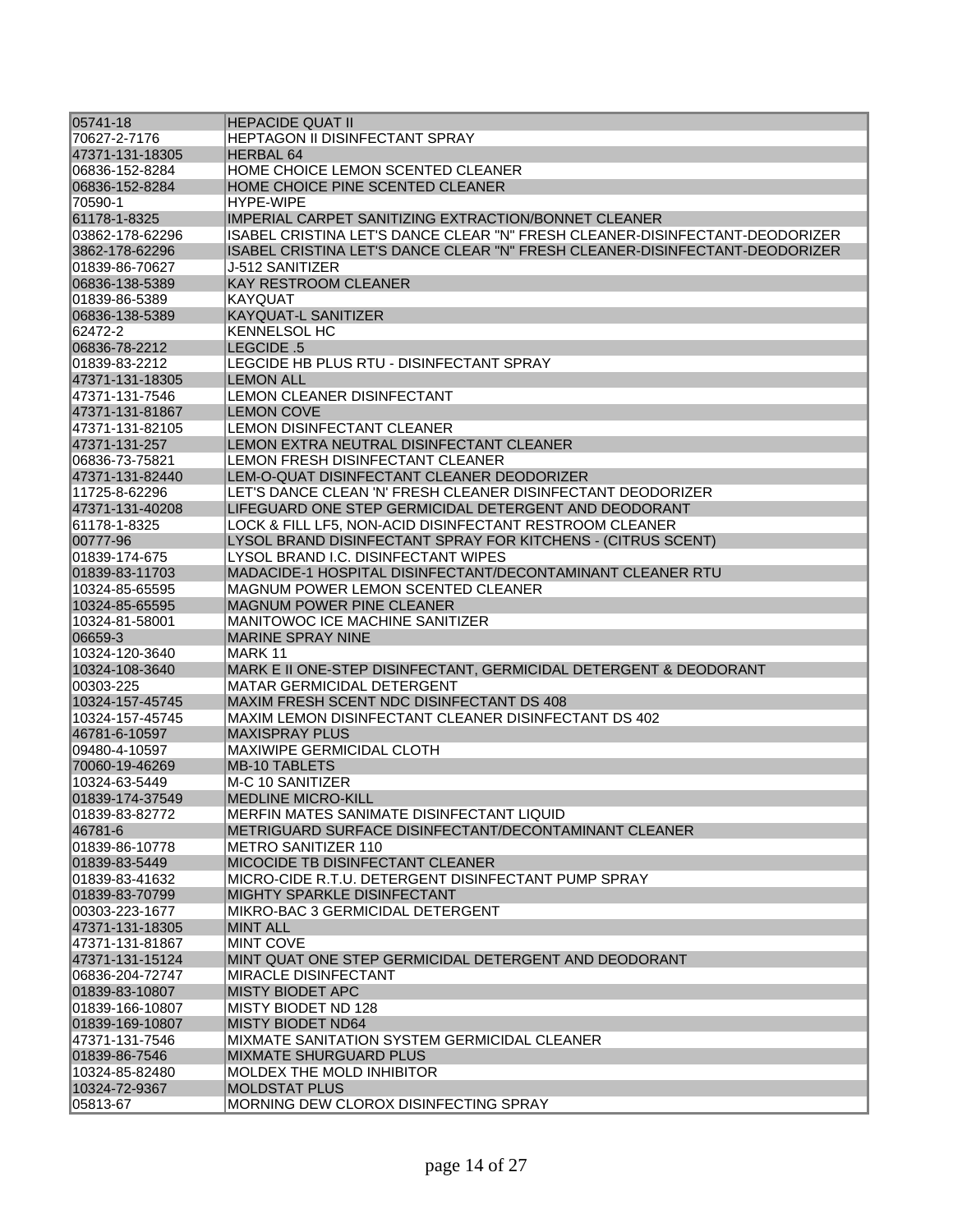| | |
|---|---|
| 05741-18 | HEPACIDE QUAT II |
| 70627-2-7176 | HEPTAGON II DISINFECTANT SPRAY |
| 47371-131-18305 | HERBAL 64 |
| 06836-152-8284 | HOME CHOICE LEMON SCENTED CLEANER |
| 06836-152-8284 | HOME CHOICE PINE SCENTED CLEANER |
| 70590-1 | HYPE-WIPE |
| 61178-1-8325 | IMPERIAL CARPET SANITIZING EXTRACTION/BONNET CLEANER |
| 03862-178-62296 | ISABEL CRISTINA LET'S DANCE CLEAR "N" FRESH CLEANER-DISINFECTANT-DEODORIZER |
| 3862-178-62296 | ISABEL CRISTINA LET'S DANCE CLEAR "N" FRESH CLEANER-DISINFECTANT-DEODORIZER |
| 01839-86-70627 | J-512 SANITIZER |
| 06836-138-5389 | KAY RESTROOM CLEANER |
| 01839-86-5389 | KAYQUAT |
| 06836-138-5389 | KAYQUAT-L SANITIZER |
| 62472-2 | KENNELSOL HC |
| 06836-78-2212 | LEGCIDE .5 |
| 01839-83-2212 | LEGCIDE HB PLUS RTU - DISINFECTANT SPRAY |
| 47371-131-18305 | LEMON ALL |
| 47371-131-7546 | LEMON CLEANER DISINFECTANT |
| 47371-131-81867 | LEMON COVE |
| 47371-131-82105 | LEMON DISINFECTANT CLEANER |
| 47371-131-257 | LEMON EXTRA NEUTRAL DISINFECTANT CLEANER |
| 06836-73-75821 | LEMON FRESH DISINFECTANT CLEANER |
| 47371-131-82440 | LEM-O-QUAT DISINFECTANT CLEANER DEODORIZER |
| 11725-8-62296 | LET'S DANCE CLEAN 'N' FRESH CLEANER DISINFECTANT DEODORIZER |
| 47371-131-40208 | LIFEGUARD ONE STEP GERMICIDAL DETERGENT AND DEODORANT |
| 61178-1-8325 | LOCK & FILL LF5, NON-ACID DISINFECTANT RESTROOM CLEANER |
| 00777-96 | LYSOL BRAND DISINFECTANT SPRAY FOR KITCHENS - (CITRUS SCENT) |
| 01839-174-675 | LYSOL BRAND I.C. DISINFECTANT WIPES |
| 01839-83-11703 | MADACIDE-1 HOSPITAL DISINFECTANT/DECONTAMINANT CLEANER RTU |
| 10324-85-65595 | MAGNUM POWER LEMON SCENTED CLEANER |
| 10324-85-65595 | MAGNUM POWER PINE CLEANER |
| 10324-81-58001 | MANITOWOC ICE MACHINE SANITIZER |
| 06659-3 | MARINE SPRAY NINE |
| 10324-120-3640 | MARK 11 |
| 10324-108-3640 | MARK E II ONE-STEP DISINFECTANT, GERMICIDAL DETERGENT & DEODORANT |
| 00303-225 | MATAR GERMICIDAL DETERGENT |
| 10324-157-45745 | MAXIM FRESH SCENT NDC DISINFECTANT DS 408 |
| 10324-157-45745 | MAXIM LEMON DISINFECTANT CLEANER DISINFECTANT DS 402 |
| 46781-6-10597 | MAXISPRAY PLUS |
| 09480-4-10597 | MAXIWIPE GERMICIDAL CLOTH |
| 70060-19-46269 | MB-10 TABLETS |
| 10324-63-5449 | M-C 10 SANITIZER |
| 01839-174-37549 | MEDLINE MICRO-KILL |
| 01839-83-82772 | MERFIN MATES SANIMATE DISINFECTANT LIQUID |
| 46781-6 | METRIGUARD SURFACE DISINFECTANT/DECONTAMINANT CLEANER |
| 01839-86-10778 | METRO SANITIZER 110 |
| 01839-83-5449 | MICOCIDE TB DISINFECTANT CLEANER |
| 01839-83-41632 | MICRO-CIDE R.T.U. DETERGENT DISINFECTANT PUMP SPRAY |
| 01839-83-70799 | MIGHTY SPARKLE DISINFECTANT |
| 00303-223-1677 | MIKRO-BAC 3 GERMICIDAL DETERGENT |
| 47371-131-18305 | MINT ALL |
| 47371-131-81867 | MINT COVE |
| 47371-131-15124 | MINT QUAT ONE STEP GERMICIDAL DETERGENT AND DEODORANT |
| 06836-204-72747 | MIRACLE DISINFECTANT |
| 01839-83-10807 | MISTY BIODET APC |
| 01839-166-10807 | MISTY BIODET ND 128 |
| 01839-169-10807 | MISTY BIODET ND64 |
| 47371-131-7546 | MIXMATE SANITATION SYSTEM GERMICIDAL CLEANER |
| 01839-86-7546 | MIXMATE SHURGUARD PLUS |
| 10324-85-82480 | MOLDEX THE MOLD INHIBITOR |
| 10324-72-9367 | MOLDSTAT PLUS |
| 05813-67 | MORNING DEW CLOROX DISINFECTING SPRAY |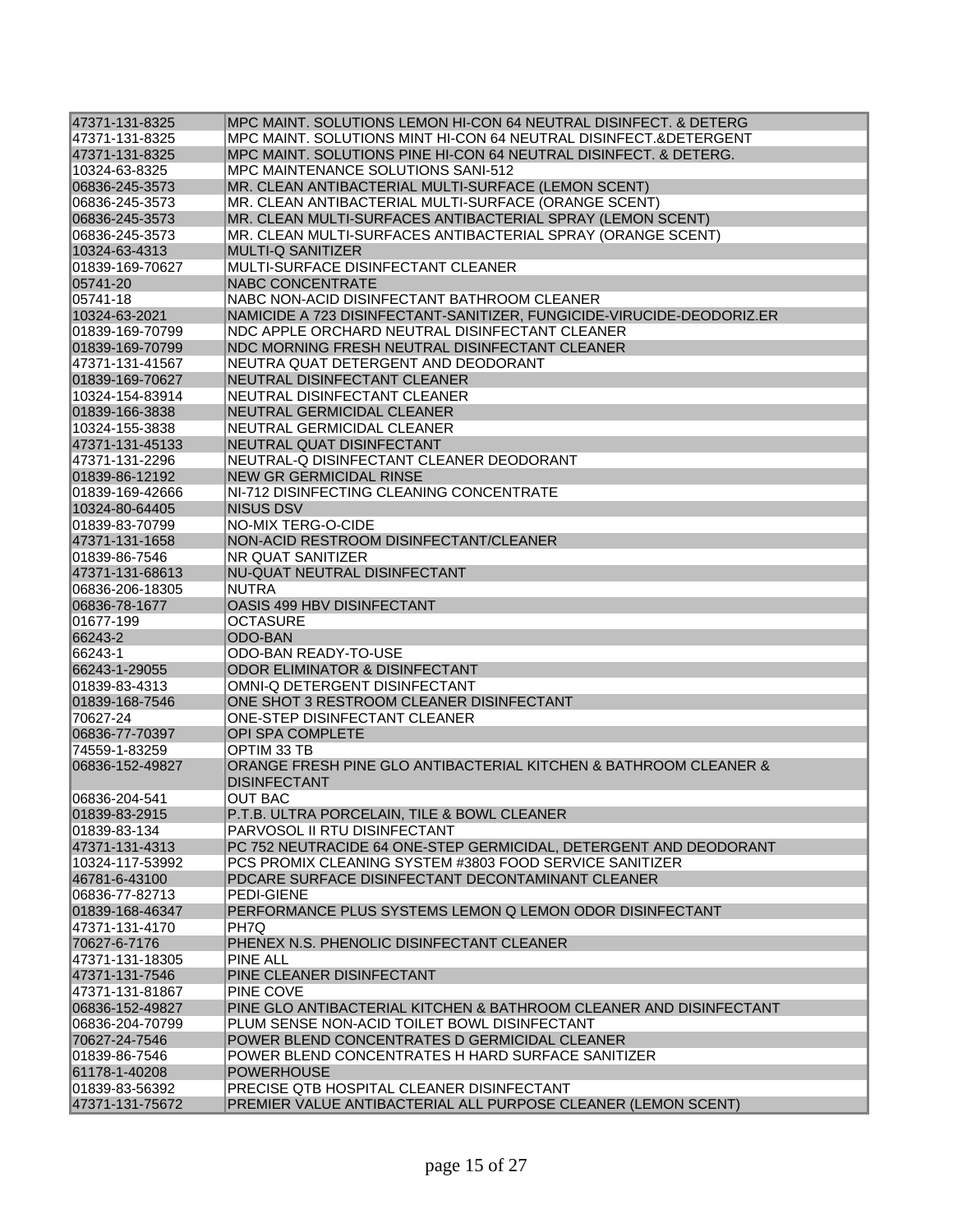| | |
|---|---|
| 47371-131-8325 | MPC MAINT. SOLUTIONS LEMON HI-CON 64 NEUTRAL DISINFECT. & DETERG |
| 47371-131-8325 | MPC MAINT. SOLUTIONS MINT HI-CON 64 NEUTRAL DISINFECT.&DETERGENT |
| 47371-131-8325 | MPC MAINT. SOLUTIONS PINE HI-CON 64 NEUTRAL DISINFECT. & DETERG. |
| 10324-63-8325 | MPC MAINTENANCE SOLUTIONS SANI-512 |
| 06836-245-3573 | MR. CLEAN ANTIBACTERIAL MULTI-SURFACE (LEMON SCENT) |
| 06836-245-3573 | MR. CLEAN ANTIBACTERIAL MULTI-SURFACE (ORANGE SCENT) |
| 06836-245-3573 | MR. CLEAN MULTI-SURFACES ANTIBACTERIAL SPRAY (LEMON SCENT) |
| 06836-245-3573 | MR. CLEAN MULTI-SURFACES ANTIBACTERIAL SPRAY (ORANGE SCENT) |
| 10324-63-4313 | MULTI-Q SANITIZER |
| 01839-169-70627 | MULTI-SURFACE DISINFECTANT CLEANER |
| 05741-20 | NABC CONCENTRATE |
| 05741-18 | NABC NON-ACID DISINFECTANT BATHROOM CLEANER |
| 10324-63-2021 | NAMICIDE A 723 DISINFECTANT-SANITIZER, FUNGICIDE-VIRUCIDE-DEODORIZ.ER |
| 01839-169-70799 | NDC APPLE ORCHARD NEUTRAL DISINFECTANT CLEANER |
| 01839-169-70799 | NDC MORNING FRESH NEUTRAL DISINFECTANT CLEANER |
| 47371-131-41567 | NEUTRA QUAT DETERGENT AND DEODORANT |
| 01839-169-70627 | NEUTRAL DISINFECTANT CLEANER |
| 10324-154-83914 | NEUTRAL DISINFECTANT CLEANER |
| 01839-166-3838 | NEUTRAL GERMICIDAL CLEANER |
| 10324-155-3838 | NEUTRAL GERMICIDAL CLEANER |
| 47371-131-45133 | NEUTRAL QUAT DISINFECTANT |
| 47371-131-2296 | NEUTRAL-Q DISINFECTANT CLEANER DEODORANT |
| 01839-86-12192 | NEW GR GERMICIDAL RINSE |
| 01839-169-42666 | NI-712 DISINFECTING CLEANING CONCENTRATE |
| 10324-80-64405 | NISUS DSV |
| 01839-83-70799 | NO-MIX TERG-O-CIDE |
| 47371-131-1658 | NON-ACID RESTROOM DISINFECTANT/CLEANER |
| 01839-86-7546 | NR QUAT SANITIZER |
| 47371-131-68613 | NU-QUAT NEUTRAL DISINFECTANT |
| 06836-206-18305 | NUTRA |
| 06836-78-1677 | OASIS 499 HBV DISINFECTANT |
| 01677-199 | OCTASURE |
| 66243-2 | ODO-BAN |
| 66243-1 | ODO-BAN READY-TO-USE |
| 66243-1-29055 | ODOR ELIMINATOR & DISINFECTANT |
| 01839-83-4313 | OMNI-Q DETERGENT DISINFECTANT |
| 01839-168-7546 | ONE SHOT 3 RESTROOM CLEANER DISINFECTANT |
| 70627-24 | ONE-STEP DISINFECTANT CLEANER |
| 06836-77-70397 | OPI SPA COMPLETE |
| 74559-1-83259 | OPTIM 33 TB |
| 06836-152-49827 | ORANGE FRESH PINE GLO ANTIBACTERIAL KITCHEN & BATHROOM CLEANER & DISINFECTANT |
| 06836-204-541 | OUT BAC |
| 01839-83-2915 | P.T.B. ULTRA PORCELAIN, TILE & BOWL CLEANER |
| 01839-83-134 | PARVOSOL II RTU DISINFECTANT |
| 47371-131-4313 | PC 752 NEUTRACIDE 64 ONE-STEP GERMICIDAL, DETERGENT AND DEODORANT |
| 10324-117-53992 | PCS PROMIX CLEANING SYSTEM #3803 FOOD SERVICE SANITIZER |
| 46781-6-43100 | PDCARE SURFACE DISINFECTANT DECONTAMINANT CLEANER |
| 06836-77-82713 | PEDI-GIENE |
| 01839-168-46347 | PERFORMANCE PLUS SYSTEMS LEMON Q LEMON ODOR DISINFECTANT |
| 47371-131-4170 | PH7Q |
| 70627-6-7176 | PHENEX N.S. PHENOLIC DISINFECTANT CLEANER |
| 47371-131-18305 | PINE ALL |
| 47371-131-7546 | PINE CLEANER DISINFECTANT |
| 47371-131-81867 | PINE COVE |
| 06836-152-49827 | PINE GLO ANTIBACTERIAL KITCHEN & BATHROOM CLEANER AND DISINFECTANT |
| 06836-204-70799 | PLUM SENSE NON-ACID TOILET BOWL DISINFECTANT |
| 70627-24-7546 | POWER BLEND CONCENTRATES D GERMICIDAL CLEANER |
| 01839-86-7546 | POWER BLEND CONCENTRATES H HARD SURFACE SANITIZER |
| 61178-1-40208 | POWERHOUSE |
| 01839-83-56392 | PRECISE QTB HOSPITAL CLEANER DISINFECTANT |
| 47371-131-75672 | PREMIER VALUE ANTIBACTERIAL ALL PURPOSE CLEANER (LEMON SCENT) |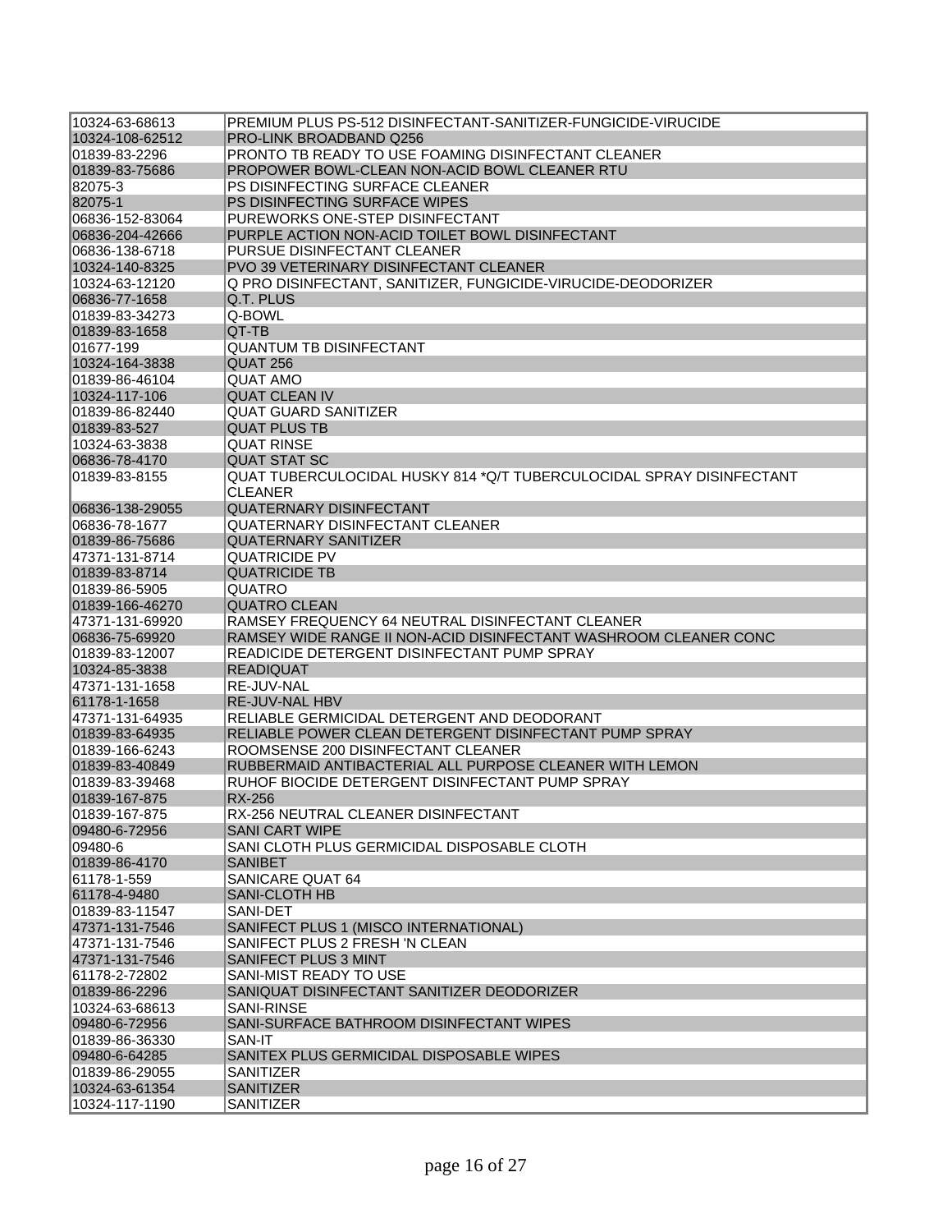| | |
|---|---|
| 10324-63-68613 | PREMIUM PLUS PS-512 DISINFECTANT-SANITIZER-FUNGICIDE-VIRUCIDE |
| 10324-108-62512 | PRO-LINK BROADBAND Q256 |
| 01839-83-2296 | PRONTO TB READY TO USE FOAMING DISINFECTANT CLEANER |
| 01839-83-75686 | PROPOWER BOWL-CLEAN NON-ACID BOWL CLEANER RTU |
| 82075-3 | PS DISINFECTING SURFACE CLEANER |
| 82075-1 | PS DISINFECTING SURFACE WIPES |
| 06836-152-83064 | PUREWORKS ONE-STEP DISINFECTANT |
| 06836-204-42666 | PURPLE ACTION NON-ACID TOILET BOWL DISINFECTANT |
| 06836-138-6718 | PURSUE DISINFECTANT CLEANER |
| 10324-140-8325 | PVO 39 VETERINARY DISINFECTANT CLEANER |
| 10324-63-12120 | Q PRO DISINFECTANT, SANITIZER, FUNGICIDE-VIRUCIDE-DEODORIZER |
| 06836-77-1658 | Q.T. PLUS |
| 01839-83-34273 | Q-BOWL |
| 01839-83-1658 | QT-TB |
| 01677-199 | QUANTUM TB DISINFECTANT |
| 10324-164-3838 | QUAT 256 |
| 01839-86-46104 | QUAT AMO |
| 10324-117-106 | QUAT CLEAN IV |
| 01839-86-82440 | QUAT GUARD SANITIZER |
| 01839-83-527 | QUAT PLUS TB |
| 10324-63-3838 | QUAT RINSE |
| 06836-78-4170 | QUAT STAT SC |
| 01839-83-8155 | QUAT TUBERCULOCIDAL HUSKY 814 *Q/T TUBERCULOCIDAL SPRAY DISINFECTANT CLEANER |
| 06836-138-29055 | QUATERNARY DISINFECTANT |
| 06836-78-1677 | QUATERNARY DISINFECTANT CLEANER |
| 01839-86-75686 | QUATERNARY SANITIZER |
| 47371-131-8714 | QUATRICIDE PV |
| 01839-83-8714 | QUATRICIDE TB |
| 01839-86-5905 | QUATRO |
| 01839-166-46270 | QUATRO CLEAN |
| 47371-131-69920 | RAMSEY FREQUENCY 64 NEUTRAL DISINFECTANT CLEANER |
| 06836-75-69920 | RAMSEY WIDE RANGE II NON-ACID DISINFECTANT WASHROOM CLEANER CONC |
| 01839-83-12007 | READICIDE DETERGENT DISINFECTANT PUMP SPRAY |
| 10324-85-3838 | READIQUAT |
| 47371-131-1658 | RE-JUV-NAL |
| 61178-1-1658 | RE-JUV-NAL HBV |
| 47371-131-64935 | RELIABLE GERMICIDAL DETERGENT AND DEODORANT |
| 01839-83-64935 | RELIABLE POWER CLEAN DETERGENT DISINFECTANT PUMP SPRAY |
| 01839-166-6243 | ROOMSENSE 200 DISINFECTANT CLEANER |
| 01839-83-40849 | RUBBERMAID ANTIBACTERIAL ALL PURPOSE CLEANER WITH LEMON |
| 01839-83-39468 | RUHOF BIOCIDE DETERGENT DISINFECTANT PUMP SPRAY |
| 01839-167-875 | RX-256 |
| 01839-167-875 | RX-256 NEUTRAL CLEANER DISINFECTANT |
| 09480-6-72956 | SANI CART WIPE |
| 09480-6 | SANI CLOTH PLUS GERMICIDAL DISPOSABLE CLOTH |
| 01839-86-4170 | SANIBET |
| 61178-1-559 | SANICARE QUAT 64 |
| 61178-4-9480 | SANI-CLOTH HB |
| 01839-83-11547 | SANI-DET |
| 47371-131-7546 | SANIFECT PLUS 1 (MISCO INTERNATIONAL) |
| 47371-131-7546 | SANIFECT PLUS 2 FRESH 'N CLEAN |
| 47371-131-7546 | SANIFECT PLUS 3 MINT |
| 61178-2-72802 | SANI-MIST READY TO USE |
| 01839-86-2296 | SANIQUAT DISINFECTANT SANITIZER DEODORIZER |
| 10324-63-68613 | SANI-RINSE |
| 09480-6-72956 | SANI-SURFACE BATHROOM DISINFECTANT WIPES |
| 01839-86-36330 | SAN-IT |
| 09480-6-64285 | SANITEX PLUS GERMICIDAL DISPOSABLE WIPES |
| 01839-86-29055 | SANITIZER |
| 10324-63-61354 | SANITIZER |
| 10324-117-1190 | SANITIZER |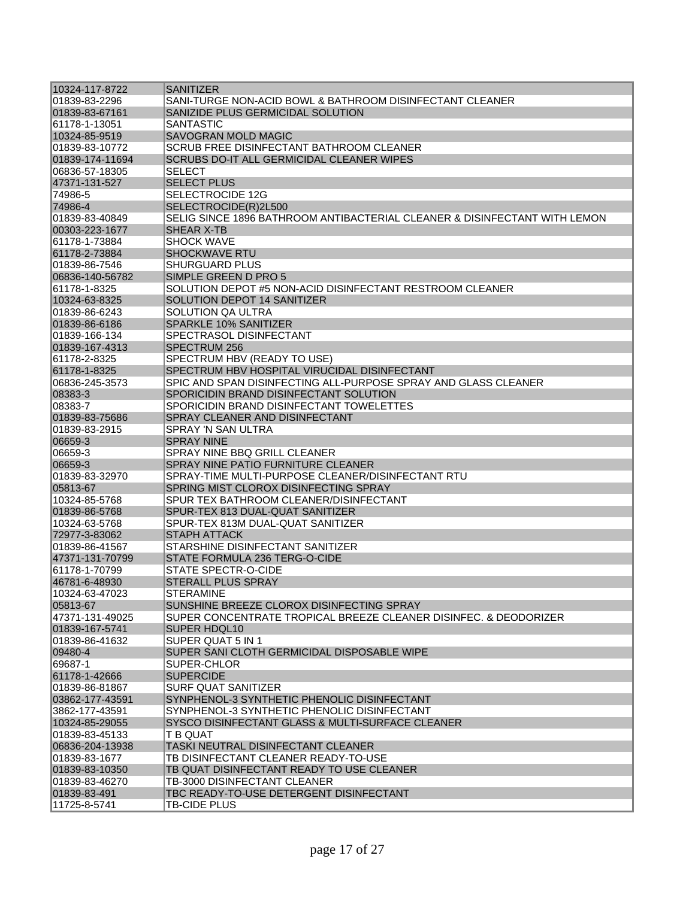| | |
|---|---|
| 10324-117-8722 | SANITIZER |
| 01839-83-2296 | SANI-TURGE NON-ACID BOWL & BATHROOM DISINFECTANT CLEANER |
| 01839-83-67161 | SANIZIDE PLUS GERMICIDAL SOLUTION |
| 61178-1-13051 | SANTASTIC |
| 10324-85-9519 | SAVOGRAN MOLD MAGIC |
| 01839-83-10772 | SCRUB FREE DISINFECTANT BATHROOM CLEANER |
| 01839-174-11694 | SCRUBS DO-IT ALL GERMICIDAL CLEANER WIPES |
| 06836-57-18305 | SELECT |
| 47371-131-527 | SELECT PLUS |
| 74986-5 | SELECTROCIDE 12G |
| 74986-4 | SELECTROCIDE(R)2L500 |
| 01839-83-40849 | SELIG SINCE 1896 BATHROOM ANTIBACTERIAL CLEANER & DISINFECTANT WITH LEMON |
| 00303-223-1677 | SHEAR X-TB |
| 61178-1-73884 | SHOCK WAVE |
| 61178-2-73884 | SHOCKWAVE RTU |
| 01839-86-7546 | SHURGUARD PLUS |
| 06836-140-56782 | SIMPLE GREEN D PRO 5 |
| 61178-1-8325 | SOLUTION DEPOT #5 NON-ACID DISINFECTANT RESTROOM CLEANER |
| 10324-63-8325 | SOLUTION DEPOT 14 SANITIZER |
| 01839-86-6243 | SOLUTION QA ULTRA |
| 01839-86-6186 | SPARKLE 10% SANITIZER |
| 01839-166-134 | SPECTRASOL DISINFECTANT |
| 01839-167-4313 | SPECTRUM 256 |
| 61178-2-8325 | SPECTRUM HBV (READY TO USE) |
| 61178-1-8325 | SPECTRUM HBV HOSPITAL VIRUCIDAL DISINFECTANT |
| 06836-245-3573 | SPIC AND SPAN DISINFECTING ALL-PURPOSE SPRAY AND GLASS CLEANER |
| 08383-3 | SPORICIDIN BRAND DISINFECTANT SOLUTION |
| 08383-7 | SPORICIDIN BRAND DISINFECTANT TOWELETTES |
| 01839-83-75686 | SPRAY CLEANER AND DISINFECTANT |
| 01839-83-2915 | SPRAY 'N SAN ULTRA |
| 06659-3 | SPRAY NINE |
| 06659-3 | SPRAY NINE BBQ GRILL CLEANER |
| 06659-3 | SPRAY NINE PATIO FURNITURE CLEANER |
| 01839-83-32970 | SPRAY-TIME MULTI-PURPOSE CLEANER/DISINFECTANT RTU |
| 05813-67 | SPRING MIST CLOROX DISINFECTING SPRAY |
| 10324-85-5768 | SPUR TEX BATHROOM CLEANER/DISINFECTANT |
| 01839-86-5768 | SPUR-TEX 813 DUAL-QUAT SANITIZER |
| 10324-63-5768 | SPUR-TEX 813M DUAL-QUAT SANITIZER |
| 72977-3-83062 | STAPH ATTACK |
| 01839-86-41567 | STARSHINE DISINFECTANT SANITIZER |
| 47371-131-70799 | STATE FORMULA 236 TERG-O-CIDE |
| 61178-1-70799 | STATE SPECTR-O-CIDE |
| 46781-6-48930 | STERALL PLUS SPRAY |
| 10324-63-47023 | STERAMINE |
| 05813-67 | SUNSHINE BREEZE CLOROX DISINFECTING SPRAY |
| 47371-131-49025 | SUPER CONCENTRATE TROPICAL BREEZE CLEANER DISINFEC. & DEODORIZER |
| 01839-167-5741 | SUPER HDQL10 |
| 01839-86-41632 | SUPER QUAT 5 IN 1 |
| 09480-4 | SUPER SANI CLOTH GERMICIDAL DISPOSABLE WIPE |
| 69687-1 | SUPER-CHLOR |
| 61178-1-42666 | SUPERCIDE |
| 01839-86-81867 | SURF QUAT SANITIZER |
| 03862-177-43591 | SYNPHENOL-3 SYNTHETIC PHENOLIC DISINFECTANT |
| 3862-177-43591 | SYNPHENOL-3 SYNTHETIC PHENOLIC DISINFECTANT |
| 10324-85-29055 | SYSCO DISINFECTANT GLASS & MULTI-SURFACE CLEANER |
| 01839-83-45133 | T B QUAT |
| 06836-204-13938 | TASKI NEUTRAL DISINFECTANT CLEANER |
| 01839-83-1677 | TB DISINFECTANT CLEANER READY-TO-USE |
| 01839-83-10350 | TB QUAT DISINFECTANT READY TO USE CLEANER |
| 01839-83-46270 | TB-3000 DISINFECTANT CLEANER |
| 01839-83-491 | TBC READY-TO-USE DETERGENT DISINFECTANT |
| 11725-8-5741 | TB-CIDE PLUS |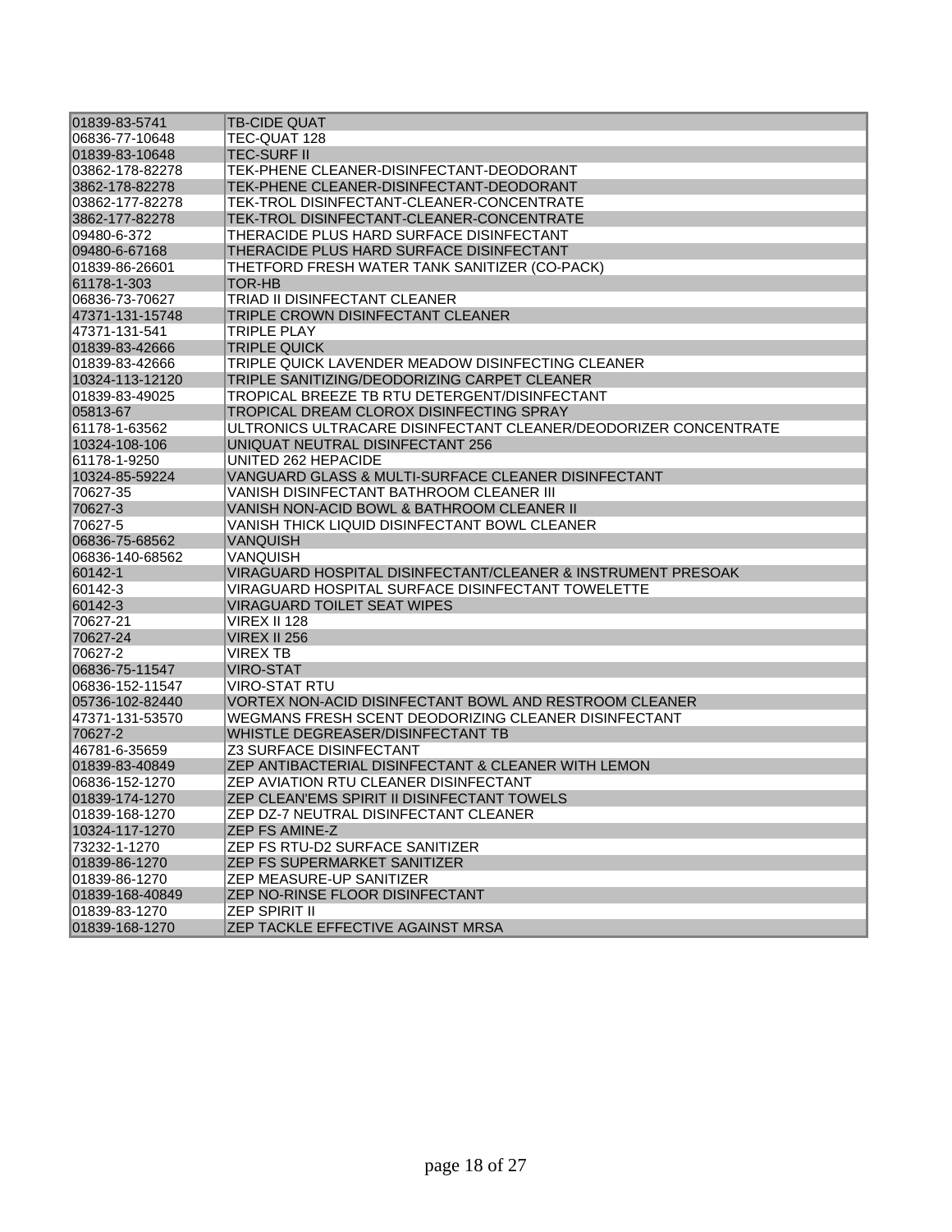| | |
|---|---|
| 01839-83-5741 | TB-CIDE QUAT |
| 06836-77-10648 | TEC-QUAT 128 |
| 01839-83-10648 | TEC-SURF II |
| 03862-178-82278 | TEK-PHENE CLEANER-DISINFECTANT-DEODORANT |
| 3862-178-82278 | TEK-PHENE CLEANER-DISINFECTANT-DEODORANT |
| 03862-177-82278 | TEK-TROL DISINFECTANT-CLEANER-CONCENTRATE |
| 3862-177-82278 | TEK-TROL DISINFECTANT-CLEANER-CONCENTRATE |
| 09480-6-372 | THERACIDE PLUS HARD SURFACE DISINFECTANT |
| 09480-6-67168 | THERACIDE PLUS HARD SURFACE DISINFECTANT |
| 01839-86-26601 | THETFORD FRESH WATER TANK SANITIZER (CO-PACK) |
| 61178-1-303 | TOR-HB |
| 06836-73-70627 | TRIAD II DISINFECTANT CLEANER |
| 47371-131-15748 | TRIPLE CROWN DISINFECTANT CLEANER |
| 47371-131-541 | TRIPLE PLAY |
| 01839-83-42666 | TRIPLE QUICK |
| 01839-83-42666 | TRIPLE QUICK LAVENDER MEADOW DISINFECTING CLEANER |
| 10324-113-12120 | TRIPLE SANITIZING/DEODORIZING CARPET CLEANER |
| 01839-83-49025 | TROPICAL BREEZE TB RTU DETERGENT/DISINFECTANT |
| 05813-67 | TROPICAL DREAM CLOROX DISINFECTING SPRAY |
| 61178-1-63562 | ULTRONICS ULTRACARE DISINFECTANT CLEANER/DEODORIZER CONCENTRATE |
| 10324-108-106 | UNIQUAT NEUTRAL DISINFECTANT 256 |
| 61178-1-9250 | UNITED 262 HEPACIDE |
| 10324-85-59224 | VANGUARD GLASS & MULTI-SURFACE CLEANER DISINFECTANT |
| 70627-35 | VANISH DISINFECTANT BATHROOM CLEANER III |
| 70627-3 | VANISH NON-ACID BOWL & BATHROOM CLEANER II |
| 70627-5 | VANISH THICK LIQUID DISINFECTANT BOWL CLEANER |
| 06836-75-68562 | VANQUISH |
| 06836-140-68562 | VANQUISH |
| 60142-1 | VIRAGUARD HOSPITAL DISINFECTANT/CLEANER & INSTRUMENT PRESOAK |
| 60142-3 | VIRAGUARD HOSPITAL SURFACE DISINFECTANT TOWELETTE |
| 60142-3 | VIRAGUARD TOILET SEAT WIPES |
| 70627-21 | VIREX II 128 |
| 70627-24 | VIREX II 256 |
| 70627-2 | VIREX TB |
| 06836-75-11547 | VIRO-STAT |
| 06836-152-11547 | VIRO-STAT RTU |
| 05736-102-82440 | VORTEX NON-ACID DISINFECTANT BOWL AND RESTROOM CLEANER |
| 47371-131-53570 | WEGMANS FRESH SCENT DEODORIZING CLEANER DISINFECTANT |
| 70627-2 | WHISTLE DEGREASER/DISINFECTANT TB |
| 46781-6-35659 | Z3 SURFACE DISINFECTANT |
| 01839-83-40849 | ZEP ANTIBACTERIAL DISINFECTANT & CLEANER WITH LEMON |
| 06836-152-1270 | ZEP AVIATION RTU CLEANER DISINFECTANT |
| 01839-174-1270 | ZEP CLEAN'EMS SPIRIT II DISINFECTANT TOWELS |
| 01839-168-1270 | ZEP DZ-7 NEUTRAL DISINFECTANT CLEANER |
| 10324-117-1270 | ZEP FS AMINE-Z |
| 73232-1-1270 | ZEP FS RTU-D2 SURFACE SANITIZER |
| 01839-86-1270 | ZEP FS SUPERMARKET SANITIZER |
| 01839-86-1270 | ZEP MEASURE-UP SANITIZER |
| 01839-168-40849 | ZEP NO-RINSE FLOOR DISINFECTANT |
| 01839-83-1270 | ZEP SPIRIT II |
| 01839-168-1270 | ZEP TACKLE EFFECTIVE AGAINST MRSA |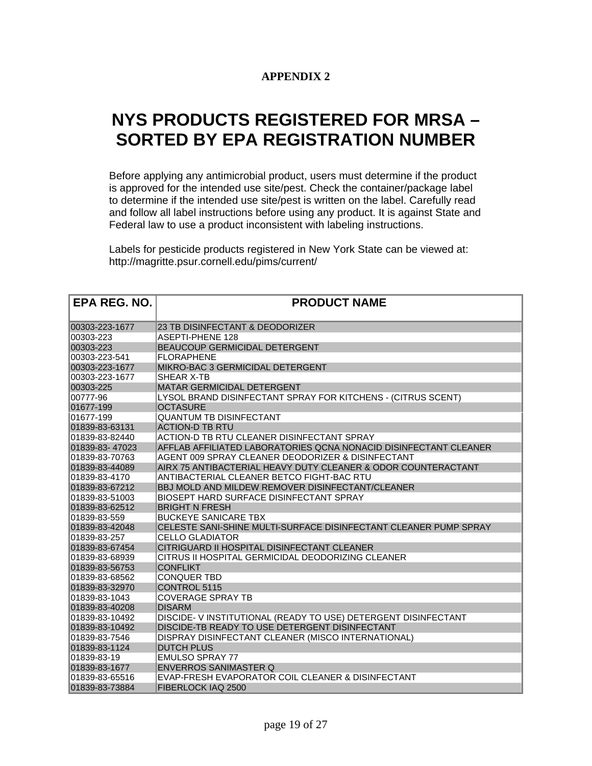**APPENDIX 2**

# NYS PRODUCTS REGISTERED FOR MRSA – SORTED BY EPA REGISTRATION NUMBER

Before applying any antimicrobial product, users must determine if the product is approved for the intended use site/pest. Check the container/package label to determine if the intended use site/pest is written on the label. Carefully read and follow all label instructions before using any product. It is against State and Federal law to use a product inconsistent with labeling instructions.

Labels for pesticide products registered in New York State can be viewed at: http://magritte.psur.cornell.edu/pims/current/

| EPA REG. NO. | PRODUCT NAME |
|---|---|
| 00303-223-1677 | 23 TB DISINFECTANT & DEODORIZER |
| 00303-223 | ASEPTI-PHENE 128 |
| 00303-223 | BEAUCOUP GERMICIDAL DETERGENT |
| 00303-223-541 | FLORAPHENE |
| 00303-223-1677 | MIKRO-BAC 3 GERMICIDAL DETERGENT |
| 00303-223-1677 | SHEAR X-TB |
| 00303-225 | MATAR GERMICIDAL DETERGENT |
| 00777-96 | LYSOL BRAND DISINFECTANT SPRAY FOR KITCHENS - (CITRUS SCENT) |
| 01677-199 | OCTASURE |
| 01677-199 | QUANTUM TB DISINFECTANT |
| 01839-83-63131 | ACTION-D TB RTU |
| 01839-83-82440 | ACTION-D TB RTU CLEANER DISINFECTANT SPRAY |
| 01839-83- 47023 | AFFLAB AFFILIATED LABORATORIES QCNA NONACID DISINFECTANT CLEANER |
| 01839-83-70763 | AGENT 009 SPRAY CLEANER DEODORIZER & DISINFECTANT |
| 01839-83-44089 | AIRX 75 ANTIBACTERIAL HEAVY DUTY CLEANER & ODOR COUNTERACTANT |
| 01839-83-4170 | ANTIBACTERIAL CLEANER BETCO FIGHT-BAC RTU |
| 01839-83-67212 | BBJ MOLD AND MILDEW REMOVER DISINFECTANT/CLEANER |
| 01839-83-51003 | BIOSEPT HARD SURFACE DISINFECTANT SPRAY |
| 01839-83-62512 | BRIGHT N FRESH |
| 01839-83-559 | BUCKEYE SANICARE TBX |
| 01839-83-42048 | CELESTE SANI-SHINE MULTI-SURFACE DISINFECTANT CLEANER PUMP SPRAY |
| 01839-83-257 | CELLO GLADIATOR |
| 01839-83-67454 | CITRIGUARD II HOSPITAL DISINFECTANT CLEANER |
| 01839-83-68939 | CITRUS II HOSPITAL GERMICIDAL DEODORIZING CLEANER |
| 01839-83-56753 | CONFLIKT |
| 01839-83-68562 | CONQUER TBD |
| 01839-83-32970 | CONTROL 5115 |
| 01839-83-1043 | COVERAGE SPRAY TB |
| 01839-83-40208 | DISARM |
| 01839-83-10492 | DISCIDE- V INSTITUTIONAL (READY TO USE) DETERGENT DISINFECTANT |
| 01839-83-10492 | DISCIDE-TB READY TO USE DETERGENT DISINFECTANT |
| 01839-83-7546 | DISPRAY DISINFECTANT CLEANER (MISCO INTERNATIONAL) |
| 01839-83-1124 | DUTCH PLUS |
| 01839-83-19 | EMULSO SPRAY 77 |
| 01839-83-1677 | ENVERROS SANIMASTER Q |
| 01839-83-65516 | EVAP-FRESH EVAPORATOR COIL CLEANER & DISINFECTANT |
| 01839-83-73884 | FIBERLOCK IAQ 2500 |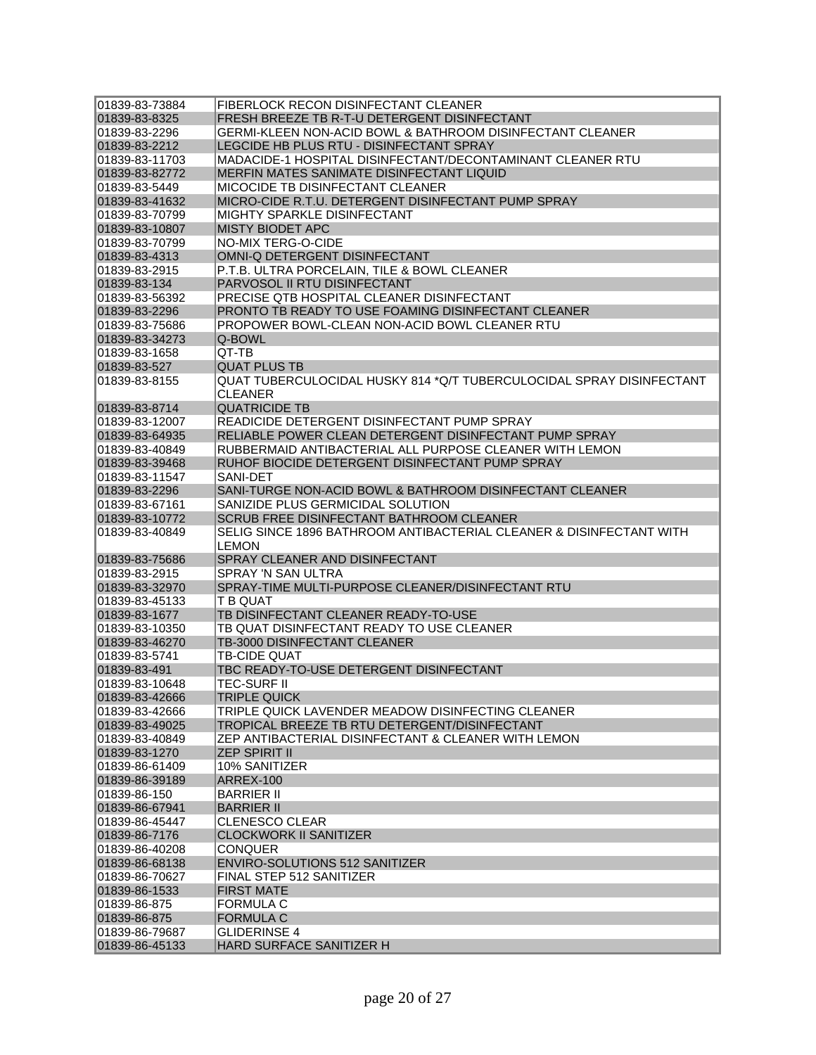| | |
|---|---|
| 01839-83-73884 | FIBERLOCK RECON DISINFECTANT CLEANER |
| 01839-83-8325 | FRESH BREEZE TB R-T-U DETERGENT DISINFECTANT |
| 01839-83-2296 | GERMI-KLEEN NON-ACID BOWL & BATHROOM DISINFECTANT CLEANER |
| 01839-83-2212 | LEGCIDE HB PLUS RTU - DISINFECTANT SPRAY |
| 01839-83-11703 | MADACIDE-1 HOSPITAL DISINFECTANT/DECONTAMINANT CLEANER RTU |
| 01839-83-82772 | MERFIN MATES SANIMATE DISINFECTANT LIQUID |
| 01839-83-5449 | MICOCIDE TB DISINFECTANT CLEANER |
| 01839-83-41632 | MICRO-CIDE R.T.U. DETERGENT DISINFECTANT PUMP SPRAY |
| 01839-83-70799 | MIGHTY SPARKLE DISINFECTANT |
| 01839-83-10807 | MISTY BIODET APC |
| 01839-83-70799 | NO-MIX TERG-O-CIDE |
| 01839-83-4313 | OMNI-Q DETERGENT DISINFECTANT |
| 01839-83-2915 | P.T.B. ULTRA PORCELAIN, TILE & BOWL CLEANER |
| 01839-83-134 | PARVOSOL II RTU DISINFECTANT |
| 01839-83-56392 | PRECISE QTB HOSPITAL CLEANER DISINFECTANT |
| 01839-83-2296 | PRONTO TB READY TO USE FOAMING DISINFECTANT CLEANER |
| 01839-83-75686 | PROPOWER BOWL-CLEAN NON-ACID BOWL CLEANER RTU |
| 01839-83-34273 | Q-BOWL |
| 01839-83-1658 | QT-TB |
| 01839-83-527 | QUAT PLUS TB |
| 01839-83-8155 | QUAT TUBERCULOCIDAL HUSKY 814 *Q/T TUBERCULOCIDAL SPRAY DISINFECTANT CLEANER |
| 01839-83-8714 | QUATRICIDE TB |
| 01839-83-12007 | READICIDE DETERGENT DISINFECTANT PUMP SPRAY |
| 01839-83-64935 | RELIABLE POWER CLEAN DETERGENT DISINFECTANT PUMP SPRAY |
| 01839-83-40849 | RUBBERMAID ANTIBACTERIAL ALL PURPOSE CLEANER WITH LEMON |
| 01839-83-39468 | RUHOF BIOCIDE DETERGENT DISINFECTANT PUMP SPRAY |
| 01839-83-11547 | SANI-DET |
| 01839-83-2296 | SANI-TURGE NON-ACID BOWL & BATHROOM DISINFECTANT CLEANER |
| 01839-83-67161 | SANIZIDE PLUS GERMICIDAL SOLUTION |
| 01839-83-10772 | SCRUB FREE DISINFECTANT BATHROOM CLEANER |
| 01839-83-40849 | SELIG SINCE 1896 BATHROOM ANTIBACTERIAL CLEANER & DISINFECTANT WITH LEMON |
| 01839-83-75686 | SPRAY CLEANER AND DISINFECTANT |
| 01839-83-2915 | SPRAY 'N SAN ULTRA |
| 01839-83-32970 | SPRAY-TIME MULTI-PURPOSE CLEANER/DISINFECTANT RTU |
| 01839-83-45133 | T B QUAT |
| 01839-83-1677 | TB DISINFECTANT CLEANER READY-TO-USE |
| 01839-83-10350 | TB QUAT DISINFECTANT READY TO USE CLEANER |
| 01839-83-46270 | TB-3000 DISINFECTANT CLEANER |
| 01839-83-5741 | TB-CIDE QUAT |
| 01839-83-491 | TBC READY-TO-USE DETERGENT DISINFECTANT |
| 01839-83-10648 | TEC-SURF II |
| 01839-83-42666 | TRIPLE QUICK |
| 01839-83-42666 | TRIPLE QUICK LAVENDER MEADOW DISINFECTING CLEANER |
| 01839-83-49025 | TROPICAL BREEZE TB RTU DETERGENT/DISINFECTANT |
| 01839-83-40849 | ZEP ANTIBACTERIAL DISINFECTANT & CLEANER WITH LEMON |
| 01839-83-1270 | ZEP SPIRIT II |
| 01839-86-61409 | 10% SANITIZER |
| 01839-86-39189 | ARREX-100 |
| 01839-86-150 | BARRIER II |
| 01839-86-67941 | BARRIER II |
| 01839-86-45447 | CLENESCO CLEAR |
| 01839-86-7176 | CLOCKWORK II SANITIZER |
| 01839-86-40208 | CONQUER |
| 01839-86-68138 | ENVIRO-SOLUTIONS 512 SANITIZER |
| 01839-86-70627 | FINAL STEP 512 SANITIZER |
| 01839-86-1533 | FIRST MATE |
| 01839-86-875 | FORMULA C |
| 01839-86-875 | FORMULA C |
| 01839-86-79687 | GLIDERINSE 4 |
| 01839-86-45133 | HARD SURFACE SANITIZER H |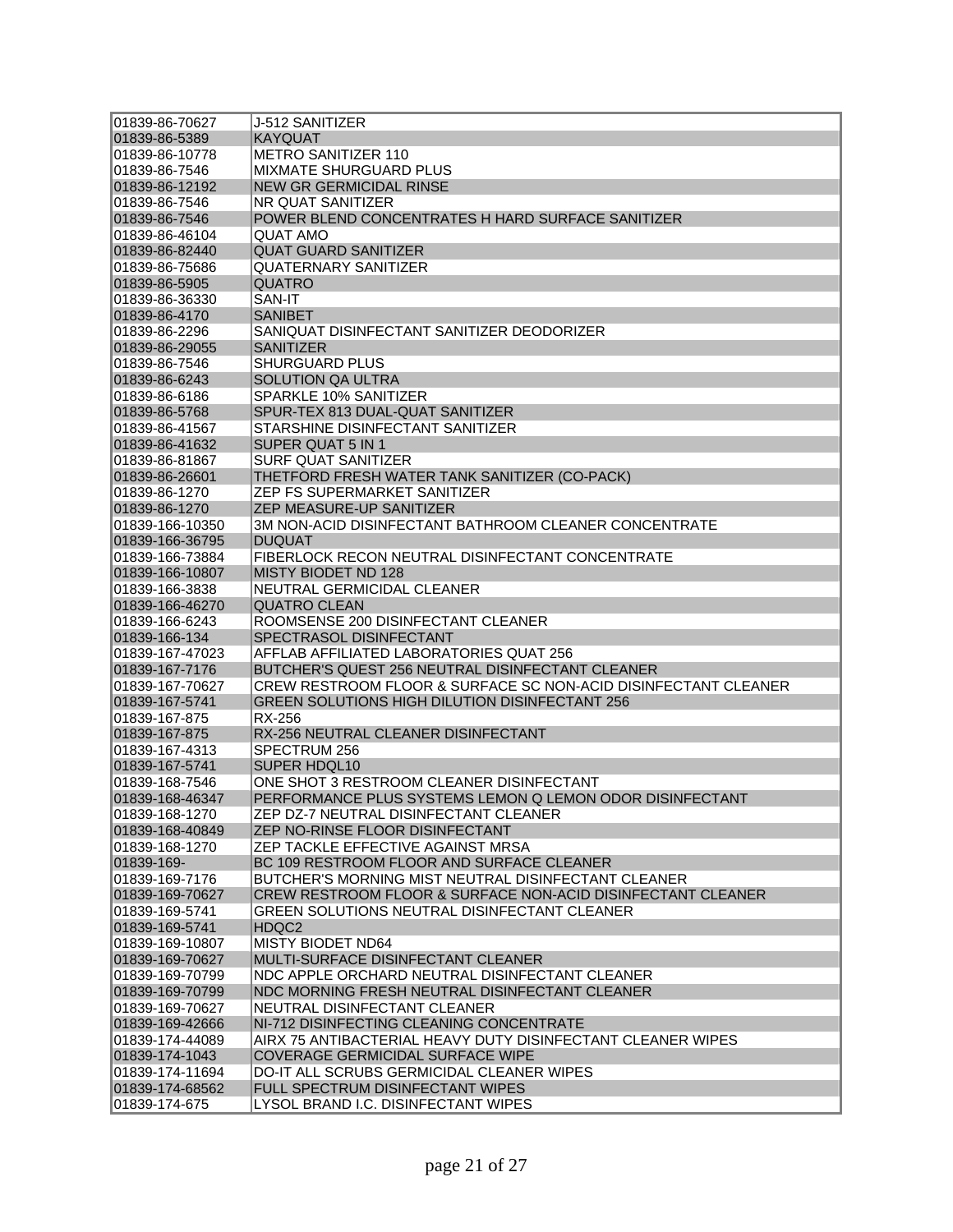| | |
|---|---|
| 01839-86-70627 | J-512 SANITIZER |
| 01839-86-5389 | KAYQUAT |
| 01839-86-10778 | METRO SANITIZER 110 |
| 01839-86-7546 | MIXMATE SHURGUARD PLUS |
| 01839-86-12192 | NEW GR GERMICIDAL RINSE |
| 01839-86-7546 | NR QUAT SANITIZER |
| 01839-86-7546 | POWER BLEND CONCENTRATES H HARD SURFACE SANITIZER |
| 01839-86-46104 | QUAT AMO |
| 01839-86-82440 | QUAT GUARD SANITIZER |
| 01839-86-75686 | QUATERNARY SANITIZER |
| 01839-86-5905 | QUATRO |
| 01839-86-36330 | SAN-IT |
| 01839-86-4170 | SANIBET |
| 01839-86-2296 | SANIQUAT DISINFECTANT SANITIZER DEODORIZER |
| 01839-86-29055 | SANITIZER |
| 01839-86-7546 | SHURGUARD PLUS |
| 01839-86-6243 | SOLUTION QA ULTRA |
| 01839-86-6186 | SPARKLE 10% SANITIZER |
| 01839-86-5768 | SPUR-TEX 813 DUAL-QUAT SANITIZER |
| 01839-86-41567 | STARSHINE DISINFECTANT SANITIZER |
| 01839-86-41632 | SUPER QUAT 5 IN 1 |
| 01839-86-81867 | SURF QUAT SANITIZER |
| 01839-86-26601 | THETFORD FRESH WATER TANK SANITIZER (CO-PACK) |
| 01839-86-1270 | ZEP FS SUPERMARKET SANITIZER |
| 01839-86-1270 | ZEP MEASURE-UP SANITIZER |
| 01839-166-10350 | 3M NON-ACID DISINFECTANT BATHROOM CLEANER CONCENTRATE |
| 01839-166-36795 | DUQUAT |
| 01839-166-73884 | FIBERLOCK RECON NEUTRAL DISINFECTANT CONCENTRATE |
| 01839-166-10807 | MISTY BIODET ND 128 |
| 01839-166-3838 | NEUTRAL GERMICIDAL CLEANER |
| 01839-166-46270 | QUATRO CLEAN |
| 01839-166-6243 | ROOMSENSE 200 DISINFECTANT CLEANER |
| 01839-166-134 | SPECTRASOL DISINFECTANT |
| 01839-167-47023 | AFFLAB AFFILIATED LABORATORIES QUAT 256 |
| 01839-167-7176 | BUTCHER'S QUEST 256 NEUTRAL DISINFECTANT CLEANER |
| 01839-167-70627 | CREW RESTROOM FLOOR & SURFACE SC NON-ACID DISINFECTANT CLEANER |
| 01839-167-5741 | GREEN SOLUTIONS HIGH DILUTION DISINFECTANT 256 |
| 01839-167-875 | RX-256 |
| 01839-167-875 | RX-256 NEUTRAL CLEANER DISINFECTANT |
| 01839-167-4313 | SPECTRUM 256 |
| 01839-167-5741 | SUPER HDQL10 |
| 01839-168-7546 | ONE SHOT 3 RESTROOM CLEANER DISINFECTANT |
| 01839-168-46347 | PERFORMANCE PLUS SYSTEMS LEMON Q LEMON ODOR DISINFECTANT |
| 01839-168-1270 | ZEP DZ-7 NEUTRAL DISINFECTANT CLEANER |
| 01839-168-40849 | ZEP NO-RINSE FLOOR DISINFECTANT |
| 01839-168-1270 | ZEP TACKLE EFFECTIVE AGAINST MRSA |
| 01839-169- | BC 109 RESTROOM FLOOR AND SURFACE CLEANER |
| 01839-169-7176 | BUTCHER'S MORNING MIST NEUTRAL DISINFECTANT CLEANER |
| 01839-169-70627 | CREW RESTROOM FLOOR & SURFACE NON-ACID DISINFECTANT CLEANER |
| 01839-169-5741 | GREEN SOLUTIONS NEUTRAL DISINFECTANT CLEANER |
| 01839-169-5741 | HDQC2 |
| 01839-169-10807 | MISTY BIODET ND64 |
| 01839-169-70627 | MULTI-SURFACE DISINFECTANT CLEANER |
| 01839-169-70799 | NDC APPLE ORCHARD NEUTRAL DISINFECTANT CLEANER |
| 01839-169-70799 | NDC MORNING FRESH NEUTRAL DISINFECTANT CLEANER |
| 01839-169-70627 | NEUTRAL DISINFECTANT CLEANER |
| 01839-169-42666 | NI-712 DISINFECTING CLEANING CONCENTRATE |
| 01839-174-44089 | AIRX 75 ANTIBACTERIAL HEAVY DUTY DISINFECTANT CLEANER WIPES |
| 01839-174-1043 | COVERAGE GERMICIDAL SURFACE WIPE |
| 01839-174-11694 | DO-IT ALL SCRUBS GERMICIDAL CLEANER WIPES |
| 01839-174-68562 | FULL SPECTRUM DISINFECTANT WIPES |
| 01839-174-675 | LYSOL BRAND I.C. DISINFECTANT WIPES |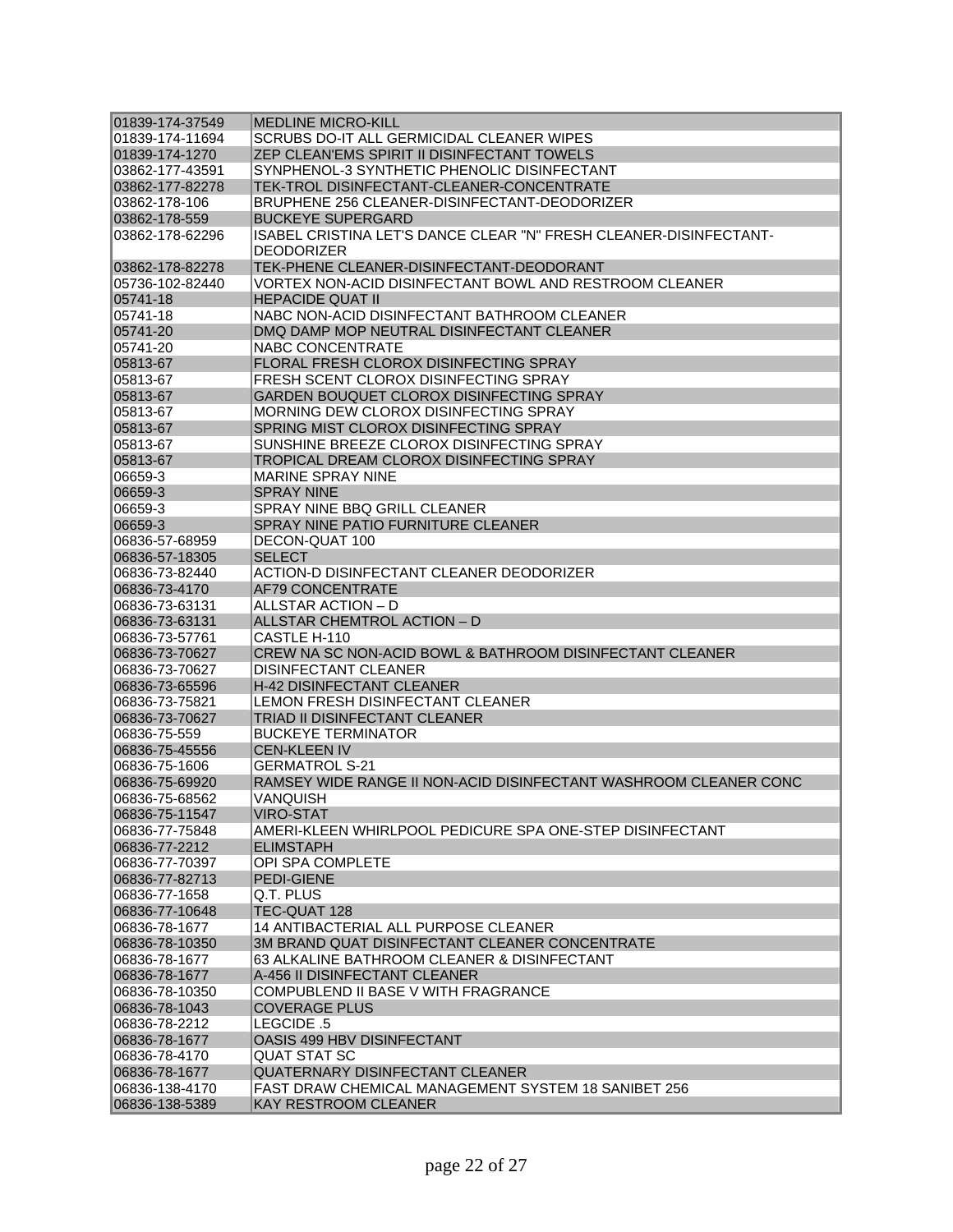| | |
|---|---|
| 01839-174-37549 | MEDLINE MICRO-KILL |
| 01839-174-11694 | SCRUBS DO-IT ALL GERMICIDAL CLEANER WIPES |
| 01839-174-1270 | ZEP CLEAN'EMS SPIRIT II DISINFECTANT TOWELS |
| 03862-177-43591 | SYNPHENOL-3 SYNTHETIC PHENOLIC DISINFECTANT |
| 03862-177-82278 | TEK-TROL DISINFECTANT-CLEANER-CONCENTRATE |
| 03862-178-106 | BRUPHENE 256 CLEANER-DISINFECTANT-DEODORIZER |
| 03862-178-559 | BUCKEYE SUPERGARD |
| 03862-178-62296 | ISABEL CRISTINA LET'S DANCE CLEAR "N" FRESH CLEANER-DISINFECTANT-DEODORIZER |
| 03862-178-82278 | TEK-PHENE CLEANER-DISINFECTANT-DEODORANT |
| 05736-102-82440 | VORTEX NON-ACID DISINFECTANT BOWL AND RESTROOM CLEANER |
| 05741-18 | HEPACIDE QUAT II |
| 05741-18 | NABC NON-ACID DISINFECTANT BATHROOM CLEANER |
| 05741-20 | DMQ DAMP MOP NEUTRAL DISINFECTANT CLEANER |
| 05741-20 | NABC CONCENTRATE |
| 05813-67 | FLORAL FRESH CLOROX DISINFECTING SPRAY |
| 05813-67 | FRESH SCENT CLOROX DISINFECTING SPRAY |
| 05813-67 | GARDEN BOUQUET CLOROX DISINFECTING SPRAY |
| 05813-67 | MORNING DEW CLOROX DISINFECTING SPRAY |
| 05813-67 | SPRING MIST CLOROX DISINFECTING SPRAY |
| 05813-67 | SUNSHINE BREEZE CLOROX DISINFECTING SPRAY |
| 05813-67 | TROPICAL DREAM CLOROX DISINFECTING SPRAY |
| 06659-3 | MARINE SPRAY NINE |
| 06659-3 | SPRAY NINE |
| 06659-3 | SPRAY NINE BBQ GRILL CLEANER |
| 06659-3 | SPRAY NINE PATIO FURNITURE CLEANER |
| 06836-57-68959 | DECON-QUAT 100 |
| 06836-57-18305 | SELECT |
| 06836-73-82440 | ACTION-D DISINFECTANT CLEANER DEODORIZER |
| 06836-73-4170 | AF79 CONCENTRATE |
| 06836-73-63131 | ALLSTAR ACTION – D |
| 06836-73-63131 | ALLSTAR CHEMTROL ACTION – D |
| 06836-73-57761 | CASTLE H-110 |
| 06836-73-70627 | CREW NA SC NON-ACID BOWL & BATHROOM DISINFECTANT CLEANER |
| 06836-73-70627 | DISINFECTANT CLEANER |
| 06836-73-65596 | H-42 DISINFECTANT CLEANER |
| 06836-73-75821 | LEMON FRESH DISINFECTANT CLEANER |
| 06836-73-70627 | TRIAD II DISINFECTANT CLEANER |
| 06836-75-559 | BUCKEYE TERMINATOR |
| 06836-75-45556 | CEN-KLEEN IV |
| 06836-75-1606 | GERMATROL S-21 |
| 06836-75-69920 | RAMSEY WIDE RANGE II NON-ACID DISINFECTANT WASHROOM CLEANER CONC |
| 06836-75-68562 | VANQUISH |
| 06836-75-11547 | VIRO-STAT |
| 06836-77-75848 | AMERI-KLEEN WHIRLPOOL PEDICURE SPA ONE-STEP DISINFECTANT |
| 06836-77-2212 | ELIMSTAPH |
| 06836-77-70397 | OPI SPA COMPLETE |
| 06836-77-82713 | PEDI-GIENE |
| 06836-77-1658 | Q.T. PLUS |
| 06836-77-10648 | TEC-QUAT 128 |
| 06836-78-1677 | 14 ANTIBACTERIAL ALL PURPOSE CLEANER |
| 06836-78-10350 | 3M BRAND QUAT DISINFECTANT CLEANER CONCENTRATE |
| 06836-78-1677 | 63 ALKALINE BATHROOM CLEANER & DISINFECTANT |
| 06836-78-1677 | A-456 II DISINFECTANT CLEANER |
| 06836-78-10350 | COMPUBLEND II BASE V WITH FRAGRANCE |
| 06836-78-1043 | COVERAGE PLUS |
| 06836-78-2212 | LEGCIDE .5 |
| 06836-78-1677 | OASIS 499 HBV DISINFECTANT |
| 06836-78-4170 | QUAT STAT SC |
| 06836-78-1677 | QUATERNARY DISINFECTANT CLEANER |
| 06836-138-4170 | FAST DRAW CHEMICAL MANAGEMENT SYSTEM 18 SANIBET 256 |
| 06836-138-5389 | KAY RESTROOM CLEANER |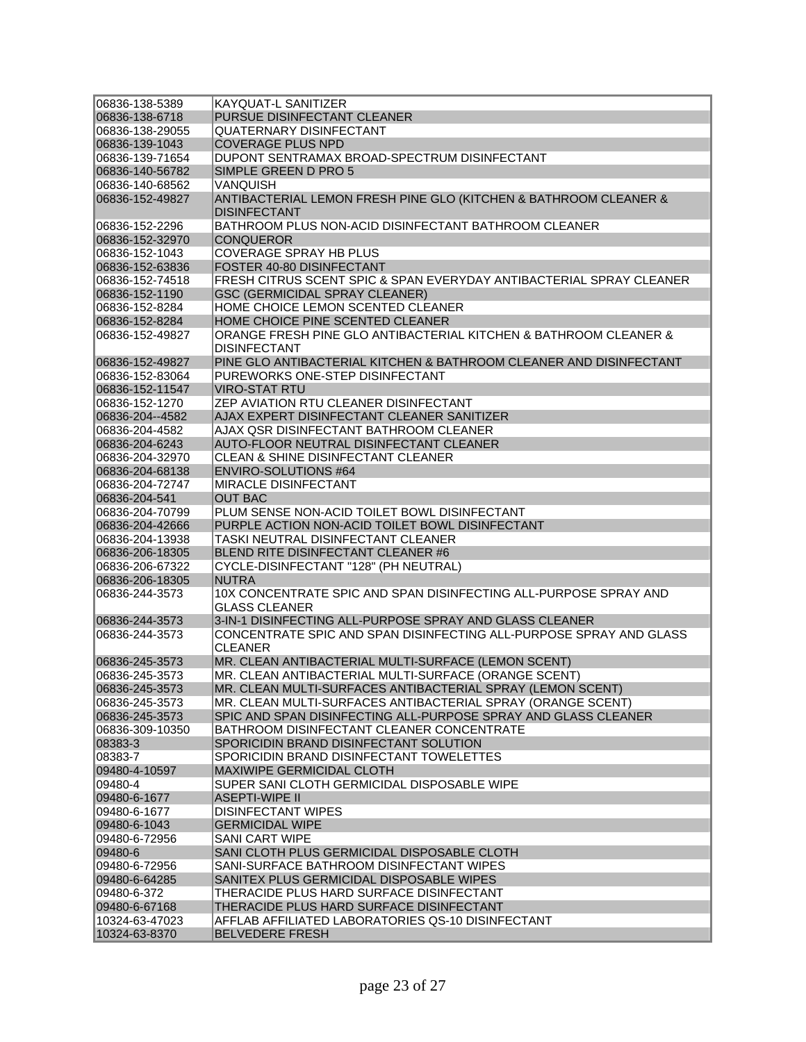| | |
|---|---|
| 06836-138-5389 | KAYQUAT-L SANITIZER |
| 06836-138-6718 | PURSUE DISINFECTANT CLEANER |
| 06836-138-29055 | QUATERNARY DISINFECTANT |
| 06836-139-1043 | COVERAGE PLUS NPD |
| 06836-139-71654 | DUPONT SENTRAMAX BROAD-SPECTRUM DISINFECTANT |
| 06836-140-56782 | SIMPLE GREEN D PRO 5 |
| 06836-140-68562 | VANQUISH |
| 06836-152-49827 | ANTIBACTERIAL LEMON FRESH PINE GLO (KITCHEN & BATHROOM CLEANER & DISINFECTANT |
| 06836-152-2296 | BATHROOM PLUS NON-ACID DISINFECTANT BATHROOM CLEANER |
| 06836-152-32970 | CONQUEROR |
| 06836-152-1043 | COVERAGE SPRAY HB PLUS |
| 06836-152-63836 | FOSTER 40-80 DISINFECTANT |
| 06836-152-74518 | FRESH CITRUS SCENT SPIC & SPAN EVERYDAY ANTIBACTERIAL SPRAY CLEANER |
| 06836-152-1190 | GSC (GERMICIDAL SPRAY CLEANER) |
| 06836-152-8284 | HOME CHOICE LEMON SCENTED CLEANER |
| 06836-152-8284 | HOME CHOICE PINE SCENTED CLEANER |
| 06836-152-49827 | ORANGE FRESH PINE GLO ANTIBACTERIAL KITCHEN & BATHROOM CLEANER & DISINFECTANT |
| 06836-152-49827 | PINE GLO ANTIBACTERIAL KITCHEN & BATHROOM CLEANER AND DISINFECTANT |
| 06836-152-83064 | PUREWORKS ONE-STEP DISINFECTANT |
| 06836-152-11547 | VIRO-STAT RTU |
| 06836-152-1270 | ZEP AVIATION RTU CLEANER DISINFECTANT |
| 06836-204--4582 | AJAX EXPERT DISINFECTANT CLEANER SANITIZER |
| 06836-204-4582 | AJAX QSR DISINFECTANT BATHROOM CLEANER |
| 06836-204-6243 | AUTO-FLOOR NEUTRAL DISINFECTANT CLEANER |
| 06836-204-32970 | CLEAN & SHINE DISINFECTANT CLEANER |
| 06836-204-68138 | ENVIRO-SOLUTIONS #64 |
| 06836-204-72747 | MIRACLE DISINFECTANT |
| 06836-204-541 | OUT BAC |
| 06836-204-70799 | PLUM SENSE NON-ACID TOILET BOWL DISINFECTANT |
| 06836-204-42666 | PURPLE ACTION NON-ACID TOILET BOWL DISINFECTANT |
| 06836-204-13938 | TASKI NEUTRAL DISINFECTANT CLEANER |
| 06836-206-18305 | BLEND RITE DISINFECTANT CLEANER #6 |
| 06836-206-67322 | CYCLE-DISINFECTANT "128" (PH NEUTRAL) |
| 06836-206-18305 | NUTRA |
| 06836-244-3573 | 10X CONCENTRATE SPIC AND SPAN DISINFECTING ALL-PURPOSE SPRAY AND GLASS CLEANER |
| 06836-244-3573 | 3-IN-1 DISINFECTING ALL-PURPOSE SPRAY AND GLASS CLEANER |
| 06836-244-3573 | CONCENTRATE SPIC AND SPAN DISINFECTING ALL-PURPOSE SPRAY AND GLASS CLEANER |
| 06836-245-3573 | MR. CLEAN ANTIBACTERIAL MULTI-SURFACE (LEMON SCENT) |
| 06836-245-3573 | MR. CLEAN ANTIBACTERIAL MULTI-SURFACE (ORANGE SCENT) |
| 06836-245-3573 | MR. CLEAN MULTI-SURFACES ANTIBACTERIAL SPRAY (LEMON SCENT) |
| 06836-245-3573 | MR. CLEAN MULTI-SURFACES ANTIBACTERIAL SPRAY (ORANGE SCENT) |
| 06836-245-3573 | SPIC AND SPAN DISINFECTING ALL-PURPOSE SPRAY AND GLASS CLEANER |
| 06836-309-10350 | BATHROOM DISINFECTANT CLEANER CONCENTRATE |
| 08383-3 | SPORICIDIN BRAND DISINFECTANT SOLUTION |
| 08383-7 | SPORICIDIN BRAND DISINFECTANT TOWELETTES |
| 09480-4-10597 | MAXIWIPE GERMICIDAL CLOTH |
| 09480-4 | SUPER SANI CLOTH GERMICIDAL DISPOSABLE WIPE |
| 09480-6-1677 | ASEPTI-WIPE II |
| 09480-6-1677 | DISINFECTANT WIPES |
| 09480-6-1043 | GERMICIDAL WIPE |
| 09480-6-72956 | SANI CART WIPE |
| 09480-6 | SANI CLOTH PLUS GERMICIDAL DISPOSABLE CLOTH |
| 09480-6-72956 | SANI-SURFACE BATHROOM DISINFECTANT WIPES |
| 09480-6-64285 | SANITEX PLUS GERMICIDAL DISPOSABLE WIPES |
| 09480-6-372 | THERACIDE PLUS HARD SURFACE DISINFECTANT |
| 09480-6-67168 | THERACIDE PLUS HARD SURFACE DISINFECTANT |
| 10324-63-47023 | AFFLAB AFFILIATED LABORATORIES QS-10 DISINFECTANT |
| 10324-63-8370 | BELVEDERE FRESH |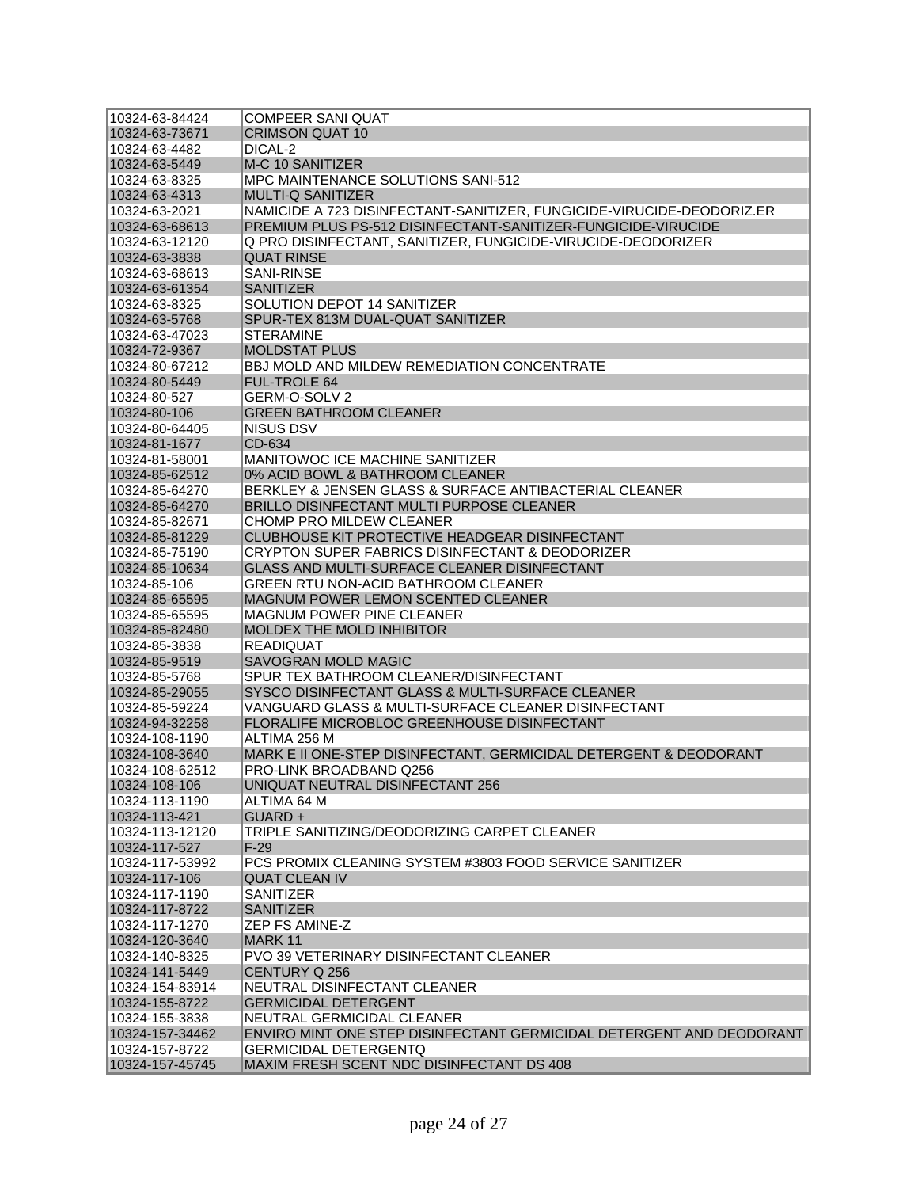| | |
|---|---|
| 10324-63-84424 | COMPEER SANI QUAT |
| 10324-63-73671 | CRIMSON QUAT 10 |
| 10324-63-4482 | DICAL-2 |
| 10324-63-5449 | M-C 10 SANITIZER |
| 10324-63-8325 | MPC MAINTENANCE SOLUTIONS SANI-512 |
| 10324-63-4313 | MULTI-Q SANITIZER |
| 10324-63-2021 | NAMICIDE A 723 DISINFECTANT-SANITIZER, FUNGICIDE-VIRUCIDE-DEODORIZ.ER |
| 10324-63-68613 | PREMIUM PLUS PS-512 DISINFECTANT-SANITIZER-FUNGICIDE-VIRUCIDE |
| 10324-63-12120 | Q PRO DISINFECTANT, SANITIZER, FUNGICIDE-VIRUCIDE-DEODORIZER |
| 10324-63-3838 | QUAT RINSE |
| 10324-63-68613 | SANI-RINSE |
| 10324-63-61354 | SANITIZER |
| 10324-63-8325 | SOLUTION DEPOT 14 SANITIZER |
| 10324-63-5768 | SPUR-TEX 813M DUAL-QUAT SANITIZER |
| 10324-63-47023 | STERAMINE |
| 10324-72-9367 | MOLDSTAT PLUS |
| 10324-80-67212 | BBJ MOLD AND MILDEW REMEDIATION CONCENTRATE |
| 10324-80-5449 | FUL-TROLE 64 |
| 10324-80-527 | GERM-O-SOLV 2 |
| 10324-80-106 | GREEN BATHROOM CLEANER |
| 10324-80-64405 | NISUS DSV |
| 10324-81-1677 | CD-634 |
| 10324-81-58001 | MANITOWOC ICE MACHINE SANITIZER |
| 10324-85-62512 | 0% ACID BOWL & BATHROOM CLEANER |
| 10324-85-64270 | BERKLEY & JENSEN GLASS & SURFACE ANTIBACTERIAL CLEANER |
| 10324-85-64270 | BRILLO DISINFECTANT MULTI PURPOSE CLEANER |
| 10324-85-82671 | CHOMP PRO MILDEW CLEANER |
| 10324-85-81229 | CLUBHOUSE KIT PROTECTIVE HEADGEAR DISINFECTANT |
| 10324-85-75190 | CRYPTON SUPER FABRICS DISINFECTANT & DEODORIZER |
| 10324-85-10634 | GLASS AND MULTI-SURFACE CLEANER DISINFECTANT |
| 10324-85-106 | GREEN RTU NON-ACID BATHROOM CLEANER |
| 10324-85-65595 | MAGNUM POWER LEMON SCENTED CLEANER |
| 10324-85-65595 | MAGNUM POWER PINE CLEANER |
| 10324-85-82480 | MOLDEX THE MOLD INHIBITOR |
| 10324-85-3838 | READIQUAT |
| 10324-85-9519 | SAVOGRAN MOLD MAGIC |
| 10324-85-5768 | SPUR TEX BATHROOM CLEANER/DISINFECTANT |
| 10324-85-29055 | SYSCO DISINFECTANT GLASS & MULTI-SURFACE CLEANER |
| 10324-85-59224 | VANGUARD GLASS & MULTI-SURFACE CLEANER DISINFECTANT |
| 10324-94-32258 | FLORALIFE MICROBLOC GREENHOUSE DISINFECTANT |
| 10324-108-1190 | ALTIMA 256 M |
| 10324-108-3640 | MARK E II ONE-STEP DISINFECTANT, GERMICIDAL DETERGENT & DEODORANT |
| 10324-108-62512 | PRO-LINK BROADBAND Q256 |
| 10324-108-106 | UNIQUAT NEUTRAL DISINFECTANT 256 |
| 10324-113-1190 | ALTIMA 64 M |
| 10324-113-421 | GUARD + |
| 10324-113-12120 | TRIPLE SANITIZING/DEODORIZING CARPET CLEANER |
| 10324-117-527 | F-29 |
| 10324-117-53992 | PCS PROMIX CLEANING SYSTEM #3803 FOOD SERVICE SANITIZER |
| 10324-117-106 | QUAT CLEAN IV |
| 10324-117-1190 | SANITIZER |
| 10324-117-8722 | SANITIZER |
| 10324-117-1270 | ZEP FS AMINE-Z |
| 10324-120-3640 | MARK 11 |
| 10324-140-8325 | PVO 39 VETERINARY DISINFECTANT CLEANER |
| 10324-141-5449 | CENTURY Q 256 |
| 10324-154-83914 | NEUTRAL DISINFECTANT CLEANER |
| 10324-155-8722 | GERMICIDAL DETERGENT |
| 10324-155-3838 | NEUTRAL GERMICIDAL CLEANER |
| 10324-157-34462 | ENVIRO MINT ONE STEP DISINFECTANT GERMICIDAL DETERGENT AND DEODORANT |
| 10324-157-8722 | GERMICIDAL DETERGENTQ |
| 10324-157-45745 | MAXIM FRESH SCENT NDC DISINFECTANT DS 408 |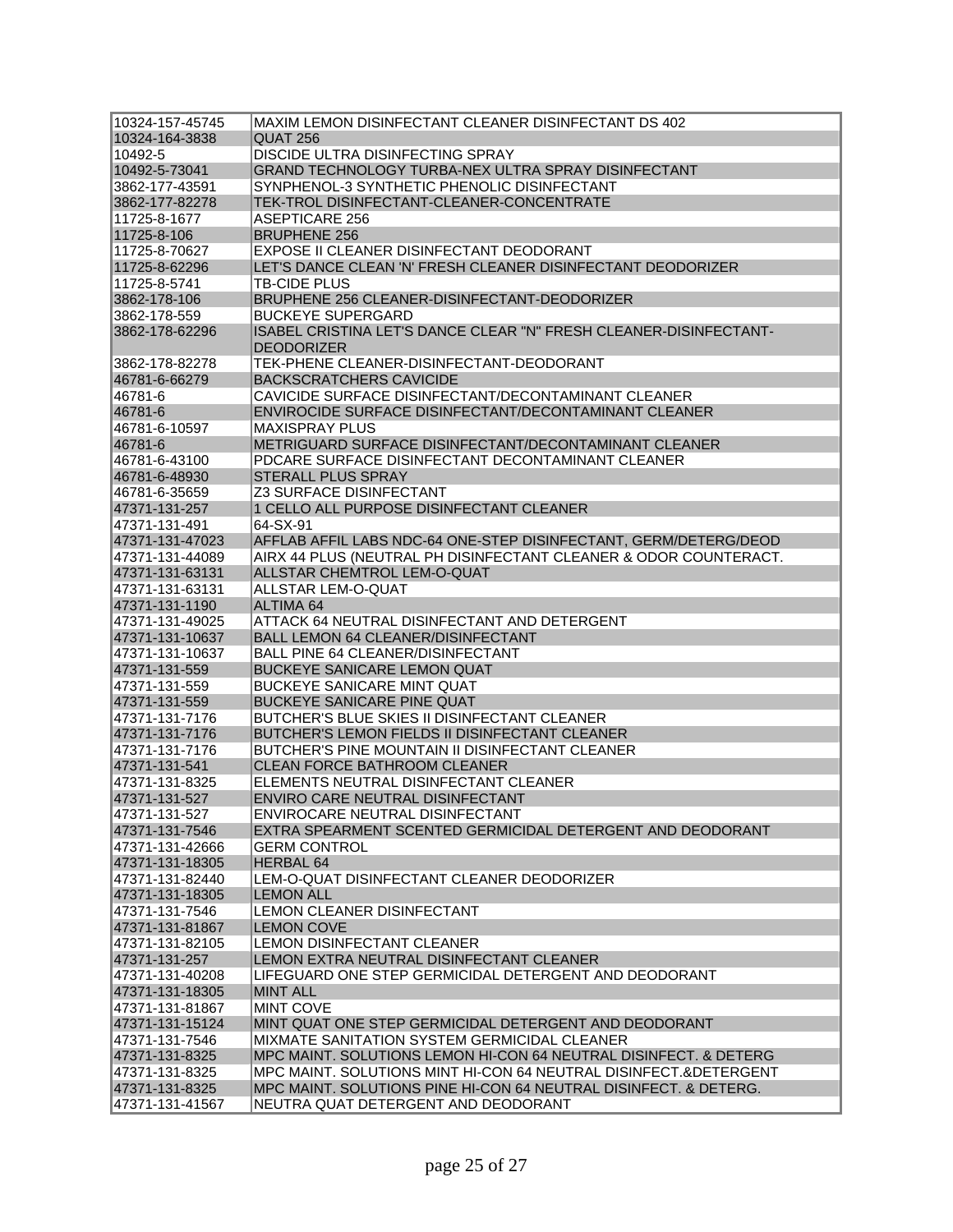| | |
|---|---|
| 10324-157-45745 | MAXIM LEMON DISINFECTANT CLEANER DISINFECTANT DS 402 |
| 10324-164-3838 | QUAT 256 |
| 10492-5 | DISCIDE ULTRA DISINFECTING SPRAY |
| 10492-5-73041 | GRAND TECHNOLOGY TURBA-NEX ULTRA SPRAY DISINFECTANT |
| 3862-177-43591 | SYNPHENOL-3 SYNTHETIC PHENOLIC DISINFECTANT |
| 3862-177-82278 | TEK-TROL DISINFECTANT-CLEANER-CONCENTRATE |
| 11725-8-1677 | ASEPTICARE 256 |
| 11725-8-106 | BRUPHENE 256 |
| 11725-8-70627 | EXPOSE II CLEANER DISINFECTANT DEODORANT |
| 11725-8-62296 | LET'S DANCE CLEAN 'N' FRESH CLEANER DISINFECTANT DEODORIZER |
| 11725-8-5741 | TB-CIDE PLUS |
| 3862-178-106 | BRUPHENE 256 CLEANER-DISINFECTANT-DEODORIZER |
| 3862-178-559 | BUCKEYE SUPERGARD |
| 3862-178-62296 | ISABEL CRISTINA LET'S DANCE CLEAR "N" FRESH CLEANER-DISINFECTANT-DEODORIZER |
| 3862-178-82278 | TEK-PHENE CLEANER-DISINFECTANT-DEODORANT |
| 46781-6-66279 | BACKSCRATCHERS CAVICIDE |
| 46781-6 | CAVICIDE SURFACE DISINFECTANT/DECONTAMINANT CLEANER |
| 46781-6 | ENVIROCIDE SURFACE DISINFECTANT/DECONTAMINANT CLEANER |
| 46781-6-10597 | MAXISPRAY PLUS |
| 46781-6 | METRIGUARD SURFACE DISINFECTANT/DECONTAMINANT CLEANER |
| 46781-6-43100 | PDCARE SURFACE DISINFECTANT DECONTAMINANT CLEANER |
| 46781-6-48930 | STERALL PLUS SPRAY |
| 46781-6-35659 | Z3 SURFACE DISINFECTANT |
| 47371-131-257 | 1 CELLO ALL PURPOSE DISINFECTANT CLEANER |
| 47371-131-491 | 64-SX-91 |
| 47371-131-47023 | AFFLAB AFFIL LABS NDC-64 ONE-STEP DISINFECTANT, GERM/DETERG/DEOD |
| 47371-131-44089 | AIRX 44 PLUS (NEUTRAL PH DISINFECTANT CLEANER & ODOR COUNTERACT. |
| 47371-131-63131 | ALLSTAR CHEMTROL LEM-O-QUAT |
| 47371-131-63131 | ALLSTAR LEM-O-QUAT |
| 47371-131-1190 | ALTIMA 64 |
| 47371-131-49025 | ATTACK 64 NEUTRAL DISINFECTANT AND DETERGENT |
| 47371-131-10637 | BALL LEMON 64 CLEANER/DISINFECTANT |
| 47371-131-10637 | BALL PINE 64 CLEANER/DISINFECTANT |
| 47371-131-559 | BUCKEYE SANICARE LEMON QUAT |
| 47371-131-559 | BUCKEYE SANICARE MINT QUAT |
| 47371-131-559 | BUCKEYE SANICARE PINE QUAT |
| 47371-131-7176 | BUTCHER'S BLUE SKIES II DISINFECTANT CLEANER |
| 47371-131-7176 | BUTCHER'S LEMON FIELDS II DISINFECTANT CLEANER |
| 47371-131-7176 | BUTCHER'S PINE MOUNTAIN II DISINFECTANT CLEANER |
| 47371-131-541 | CLEAN FORCE BATHROOM CLEANER |
| 47371-131-8325 | ELEMENTS NEUTRAL DISINFECTANT CLEANER |
| 47371-131-527 | ENVIRO CARE NEUTRAL DISINFECTANT |
| 47371-131-527 | ENVIROCARE NEUTRAL DISINFECTANT |
| 47371-131-7546 | EXTRA SPEARMENT SCENTED GERMICIDAL DETERGENT AND DEODORANT |
| 47371-131-42666 | GERM CONTROL |
| 47371-131-18305 | HERBAL 64 |
| 47371-131-82440 | LEM-O-QUAT DISINFECTANT CLEANER DEODORIZER |
| 47371-131-18305 | LEMON ALL |
| 47371-131-7546 | LEMON CLEANER DISINFECTANT |
| 47371-131-81867 | LEMON COVE |
| 47371-131-82105 | LEMON DISINFECTANT CLEANER |
| 47371-131-257 | LEMON EXTRA NEUTRAL DISINFECTANT CLEANER |
| 47371-131-40208 | LIFEGUARD ONE STEP GERMICIDAL DETERGENT AND DEODORANT |
| 47371-131-18305 | MINT ALL |
| 47371-131-81867 | MINT COVE |
| 47371-131-15124 | MINT QUAT ONE STEP GERMICIDAL DETERGENT AND DEODORANT |
| 47371-131-7546 | MIXMATE SANITATION SYSTEM GERMICIDAL CLEANER |
| 47371-131-8325 | MPC MAINT. SOLUTIONS LEMON HI-CON 64 NEUTRAL DISINFECT. & DETERG |
| 47371-131-8325 | MPC MAINT. SOLUTIONS MINT HI-CON 64 NEUTRAL DISINFECT.&DETERGENT |
| 47371-131-8325 | MPC MAINT. SOLUTIONS PINE HI-CON 64 NEUTRAL DISINFECT. & DETERG. |
| 47371-131-41567 | NEUTRA QUAT DETERGENT AND DEODORANT |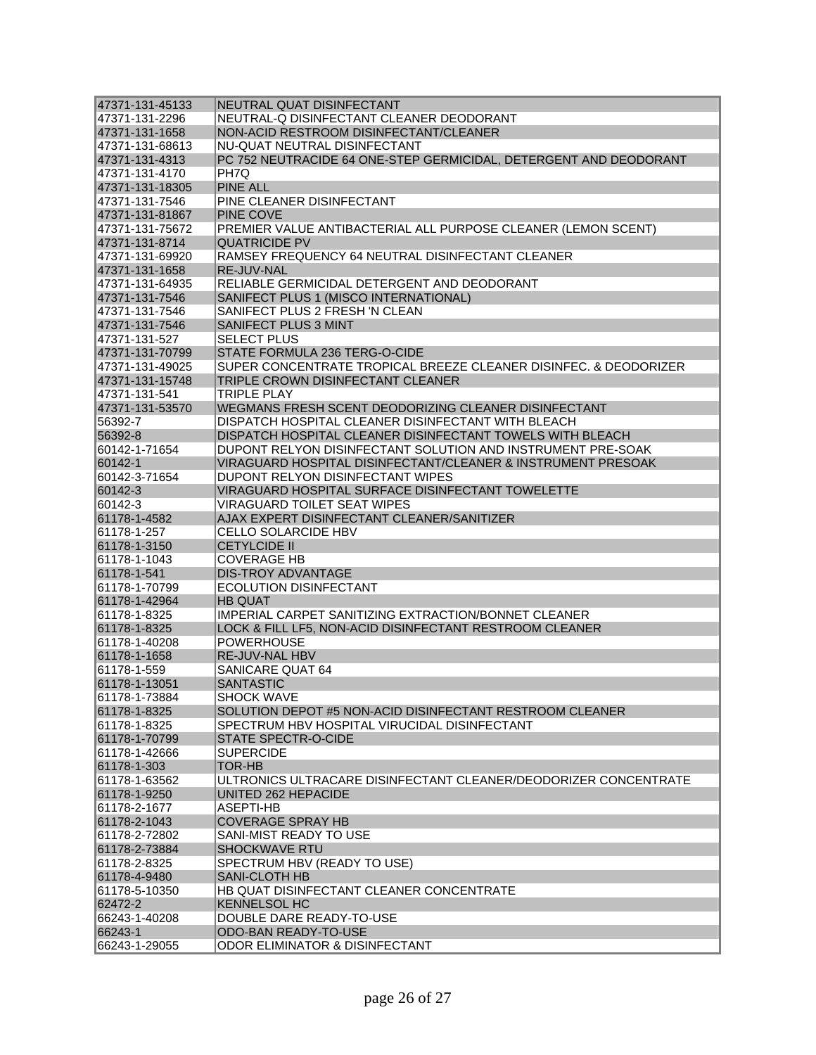| | |
|---|---|
| 47371-131-45133 | NEUTRAL QUAT DISINFECTANT |
| 47371-131-2296 | NEUTRAL-Q DISINFECTANT CLEANER DEODORANT |
| 47371-131-1658 | NON-ACID RESTROOM DISINFECTANT/CLEANER |
| 47371-131-68613 | NU-QUAT NEUTRAL DISINFECTANT |
| 47371-131-4313 | PC 752 NEUTRACIDE 64 ONE-STEP GERMICIDAL, DETERGENT AND DEODORANT |
| 47371-131-4170 | PH7Q |
| 47371-131-18305 | PINE ALL |
| 47371-131-7546 | PINE CLEANER DISINFECTANT |
| 47371-131-81867 | PINE COVE |
| 47371-131-75672 | PREMIER VALUE ANTIBACTERIAL ALL PURPOSE CLEANER (LEMON SCENT) |
| 47371-131-8714 | QUATRICIDE PV |
| 47371-131-69920 | RAMSEY FREQUENCY 64 NEUTRAL DISINFECTANT CLEANER |
| 47371-131-1658 | RE-JUV-NAL |
| 47371-131-64935 | RELIABLE GERMICIDAL DETERGENT AND DEODORANT |
| 47371-131-7546 | SANIFECT PLUS 1 (MISCO INTERNATIONAL) |
| 47371-131-7546 | SANIFECT PLUS 2 FRESH 'N CLEAN |
| 47371-131-7546 | SANIFECT PLUS 3 MINT |
| 47371-131-527 | SELECT PLUS |
| 47371-131-70799 | STATE FORMULA 236 TERG-O-CIDE |
| 47371-131-49025 | SUPER CONCENTRATE TROPICAL BREEZE CLEANER DISINFEC. & DEODORIZER |
| 47371-131-15748 | TRIPLE CROWN DISINFECTANT CLEANER |
| 47371-131-541 | TRIPLE PLAY |
| 47371-131-53570 | WEGMANS FRESH SCENT DEODORIZING CLEANER DISINFECTANT |
| 56392-7 | DISPATCH HOSPITAL CLEANER DISINFECTANT WITH BLEACH |
| 56392-8 | DISPATCH HOSPITAL CLEANER DISINFECTANT TOWELS WITH BLEACH |
| 60142-1-71654 | DUPONT RELYON DISINFECTANT SOLUTION AND INSTRUMENT PRE-SOAK |
| 60142-1 | VIRAGUARD HOSPITAL DISINFECTANT/CLEANER & INSTRUMENT PRESOAK |
| 60142-3-71654 | DUPONT RELYON DISINFECTANT WIPES |
| 60142-3 | VIRAGUARD HOSPITAL SURFACE DISINFECTANT TOWELETTE |
| 60142-3 | VIRAGUARD TOILET SEAT WIPES |
| 61178-1-4582 | AJAX EXPERT DISINFECTANT CLEANER/SANITIZER |
| 61178-1-257 | CELLO SOLARCIDE HBV |
| 61178-1-3150 | CETYLCIDE II |
| 61178-1-1043 | COVERAGE HB |
| 61178-1-541 | DIS-TROY ADVANTAGE |
| 61178-1-70799 | ECOLUTION DISINFECTANT |
| 61178-1-42964 | HB QUAT |
| 61178-1-8325 | IMPERIAL CARPET SANITIZING EXTRACTION/BONNET CLEANER |
| 61178-1-8325 | LOCK & FILL LF5, NON-ACID DISINFECTANT RESTROOM CLEANER |
| 61178-1-40208 | POWERHOUSE |
| 61178-1-1658 | RE-JUV-NAL HBV |
| 61178-1-559 | SANICARE QUAT 64 |
| 61178-1-13051 | SANTASTIC |
| 61178-1-73884 | SHOCK WAVE |
| 61178-1-8325 | SOLUTION DEPOT #5 NON-ACID DISINFECTANT RESTROOM CLEANER |
| 61178-1-8325 | SPECTRUM HBV HOSPITAL VIRUCIDAL DISINFECTANT |
| 61178-1-70799 | STATE SPECTR-O-CIDE |
| 61178-1-42666 | SUPERCIDE |
| 61178-1-303 | TOR-HB |
| 61178-1-63562 | ULTRONICS ULTRACARE DISINFECTANT CLEANER/DEODORIZER CONCENTRATE |
| 61178-1-9250 | UNITED 262 HEPACIDE |
| 61178-2-1677 | ASEPTI-HB |
| 61178-2-1043 | COVERAGE SPRAY HB |
| 61178-2-72802 | SANI-MIST READY TO USE |
| 61178-2-73884 | SHOCKWAVE RTU |
| 61178-2-8325 | SPECTRUM HBV (READY TO USE) |
| 61178-4-9480 | SANI-CLOTH HB |
| 61178-5-10350 | HB QUAT DISINFECTANT CLEANER CONCENTRATE |
| 62472-2 | KENNELSOL HC |
| 66243-1-40208 | DOUBLE DARE READY-TO-USE |
| 66243-1 | ODO-BAN READY-TO-USE |
| 66243-1-29055 | ODOR ELIMINATOR & DISINFECTANT |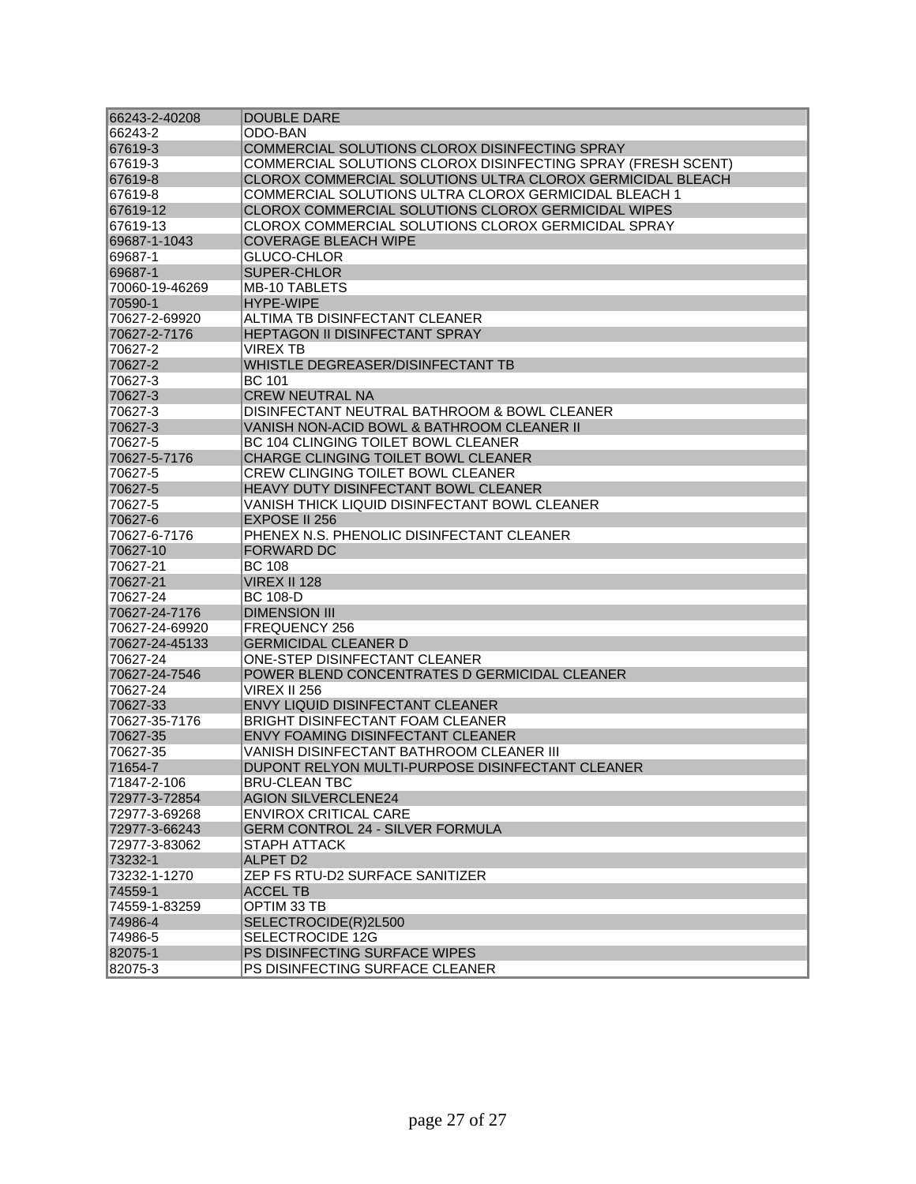| | |
|---|---|
| 66243-2-40208 | DOUBLE DARE |
| 66243-2 | ODO-BAN |
| 67619-3 | COMMERCIAL SOLUTIONS CLOROX DISINFECTING SPRAY |
| 67619-3 | COMMERCIAL SOLUTIONS CLOROX DISINFECTING SPRAY (FRESH SCENT) |
| 67619-8 | CLOROX COMMERCIAL SOLUTIONS ULTRA CLOROX GERMICIDAL BLEACH |
| 67619-8 | COMMERCIAL SOLUTIONS ULTRA CLOROX GERMICIDAL BLEACH 1 |
| 67619-12 | CLOROX COMMERCIAL SOLUTIONS CLOROX GERMICIDAL WIPES |
| 67619-13 | CLOROX COMMERCIAL SOLUTIONS CLOROX GERMICIDAL SPRAY |
| 69687-1-1043 | COVERAGE BLEACH WIPE |
| 69687-1 | GLUCO-CHLOR |
| 69687-1 | SUPER-CHLOR |
| 70060-19-46269 | MB-10 TABLETS |
| 70590-1 | HYPE-WIPE |
| 70627-2-69920 | ALTIMA TB DISINFECTANT CLEANER |
| 70627-2-7176 | HEPTAGON II DISINFECTANT SPRAY |
| 70627-2 | VIREX TB |
| 70627-2 | WHISTLE DEGREASER/DISINFECTANT TB |
| 70627-3 | BC 101 |
| 70627-3 | CREW NEUTRAL NA |
| 70627-3 | DISINFECTANT NEUTRAL BATHROOM & BOWL CLEANER |
| 70627-3 | VANISH NON-ACID BOWL & BATHROOM CLEANER II |
| 70627-5 | BC 104 CLINGING TOILET BOWL CLEANER |
| 70627-5-7176 | CHARGE CLINGING TOILET BOWL CLEANER |
| 70627-5 | CREW CLINGING TOILET BOWL CLEANER |
| 70627-5 | HEAVY DUTY DISINFECTANT BOWL CLEANER |
| 70627-5 | VANISH THICK LIQUID DISINFECTANT BOWL CLEANER |
| 70627-6 | EXPOSE II 256 |
| 70627-6-7176 | PHENEX N.S. PHENOLIC DISINFECTANT CLEANER |
| 70627-10 | FORWARD DC |
| 70627-21 | BC 108 |
| 70627-21 | VIREX II 128 |
| 70627-24 | BC 108-D |
| 70627-24-7176 | DIMENSION III |
| 70627-24-69920 | FREQUENCY 256 |
| 70627-24-45133 | GERMICIDAL CLEANER D |
| 70627-24 | ONE-STEP DISINFECTANT CLEANER |
| 70627-24-7546 | POWER BLEND CONCENTRATES D GERMICIDAL CLEANER |
| 70627-24 | VIREX II 256 |
| 70627-33 | ENVY LIQUID DISINFECTANT CLEANER |
| 70627-35-7176 | BRIGHT DISINFECTANT FOAM CLEANER |
| 70627-35 | ENVY FOAMING DISINFECTANT CLEANER |
| 70627-35 | VANISH DISINFECTANT BATHROOM CLEANER III |
| 71654-7 | DUPONT RELYON MULTI-PURPOSE DISINFECTANT CLEANER |
| 71847-2-106 | BRU-CLEAN TBC |
| 72977-3-72854 | AGION SILVERCLENE24 |
| 72977-3-69268 | ENVIROX CRITICAL CARE |
| 72977-3-66243 | GERM CONTROL 24 - SILVER FORMULA |
| 72977-3-83062 | STAPH ATTACK |
| 73232-1 | ALPET D2 |
| 73232-1-1270 | ZEP FS RTU-D2 SURFACE SANITIZER |
| 74559-1 | ACCEL TB |
| 74559-1-83259 | OPTIM 33 TB |
| 74986-4 | SELECTROCIDE(R)2L500 |
| 74986-5 | SELECTROCIDE 12G |
| 82075-1 | PS DISINFECTING SURFACE WIPES |
| 82075-3 | PS DISINFECTING SURFACE CLEANER |